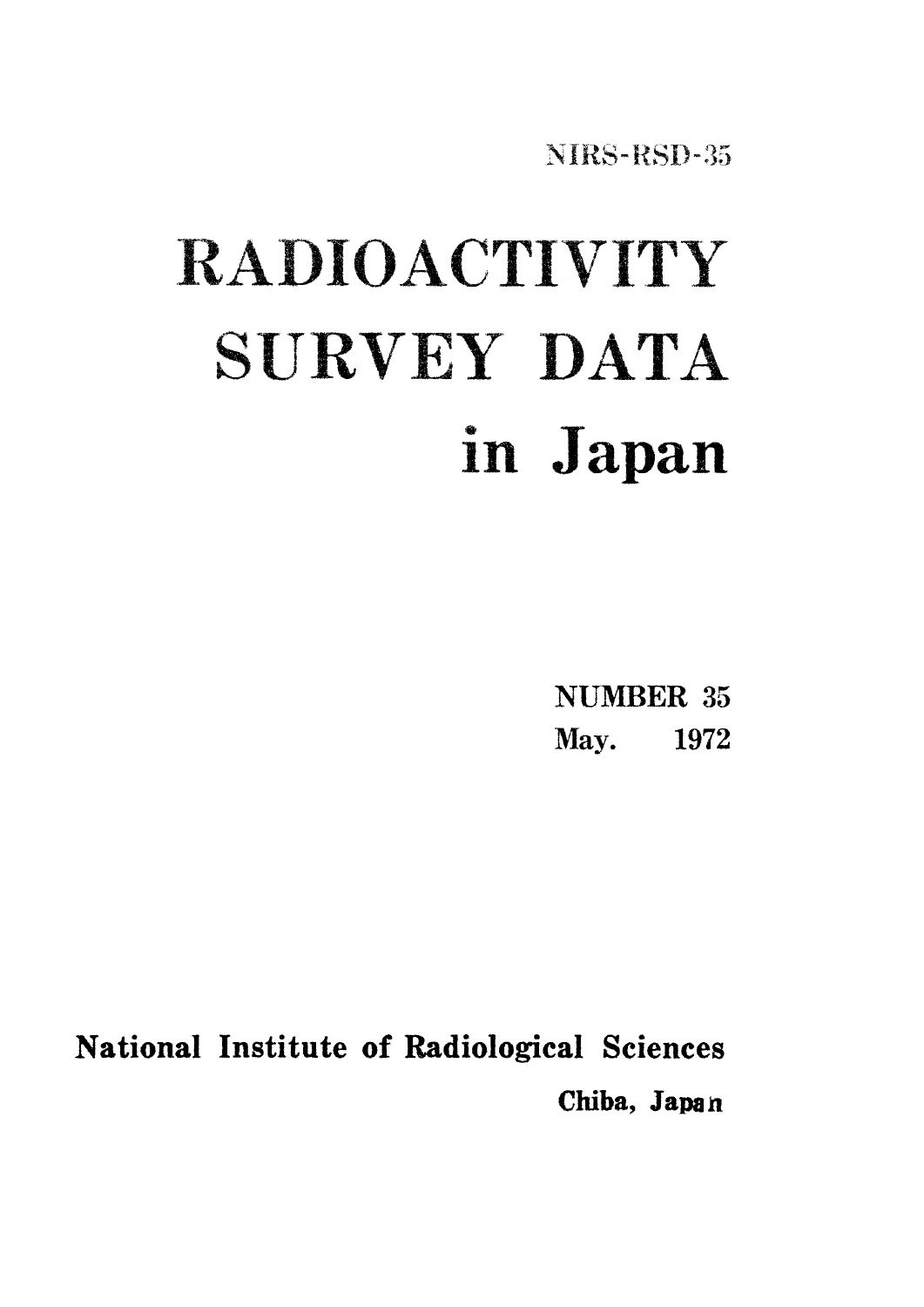NIRS-RSD-35

# RADIOACTIVITY SURVEY DATA in Japan

NUMBER 35
May. 1972

National Institute of Radiological Sciences
Chiba, Japan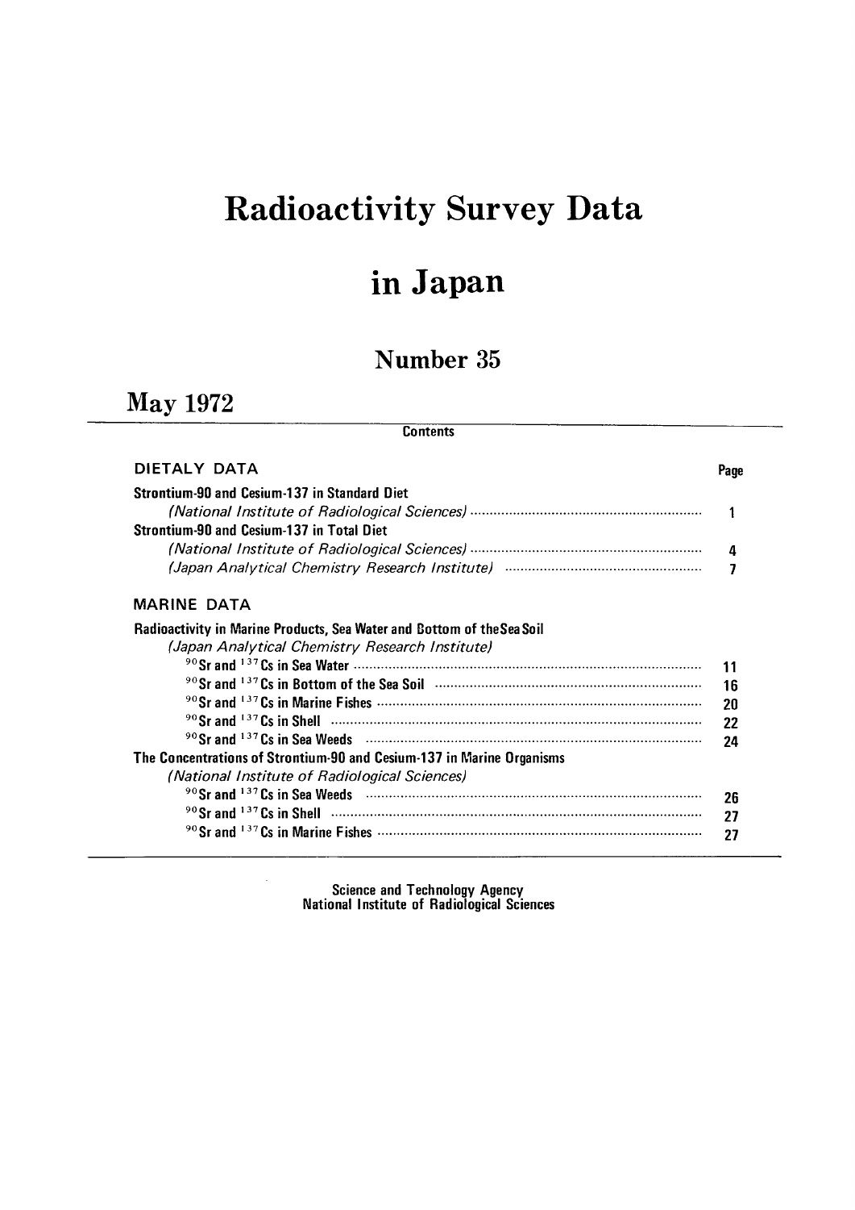# Radioactivity Survey Data

# in Japan

## Number 35

## May 1972

### Contents

| DIETALY DATA | Page |
|---|---|
| **Strontium-90 and Cesium-137 in Standard Diet** | |
| *(National Institute of Radiological Sciences)* | 1 |
| **Strontium-90 and Cesium-137 in Total Diet** | |
| *(National Institute of Radiological Sciences)* | 4 |
| *(Japan Analytical Chemistry Research Institute)* | 7 |

| MARINE DATA | Page |
|---|---|
| **Radioactivity in Marine Products, Sea Water and Bottom of theSea Soil** | |
| *(Japan Analytical Chemistry Research Institute)* | |
| $^{90}Sr$ and $^{137}Cs$ in Sea Water | 11 |
| $^{90}Sr$ and $^{137}Cs$ in Bottom of the Sea Soil | 16 |
| $^{90}Sr$ and $^{137}Cs$ in Marine Fishes | 20 |
| $^{90}Sr$ and $^{137}Cs$ in Shell | 22 |
| $^{90}Sr$ and $^{137}Cs$ in Sea Weeds | 24 |
| **The Concentrations of Strontium-90 and Cesium-137 in Marine Organisms** | |
| *(National Institute of Radiological Sciences)* | |
| $^{90}Sr$ and $^{137}Cs$ in Sea Weeds | 26 |
| $^{90}Sr$ and $^{137}Cs$ in Shell | 27 |
| $^{90}Sr$ and $^{137}Cs$ in Marine Fishes | 27 |

**Science and Technology Agency**
**National Institute of Radiological Sciences**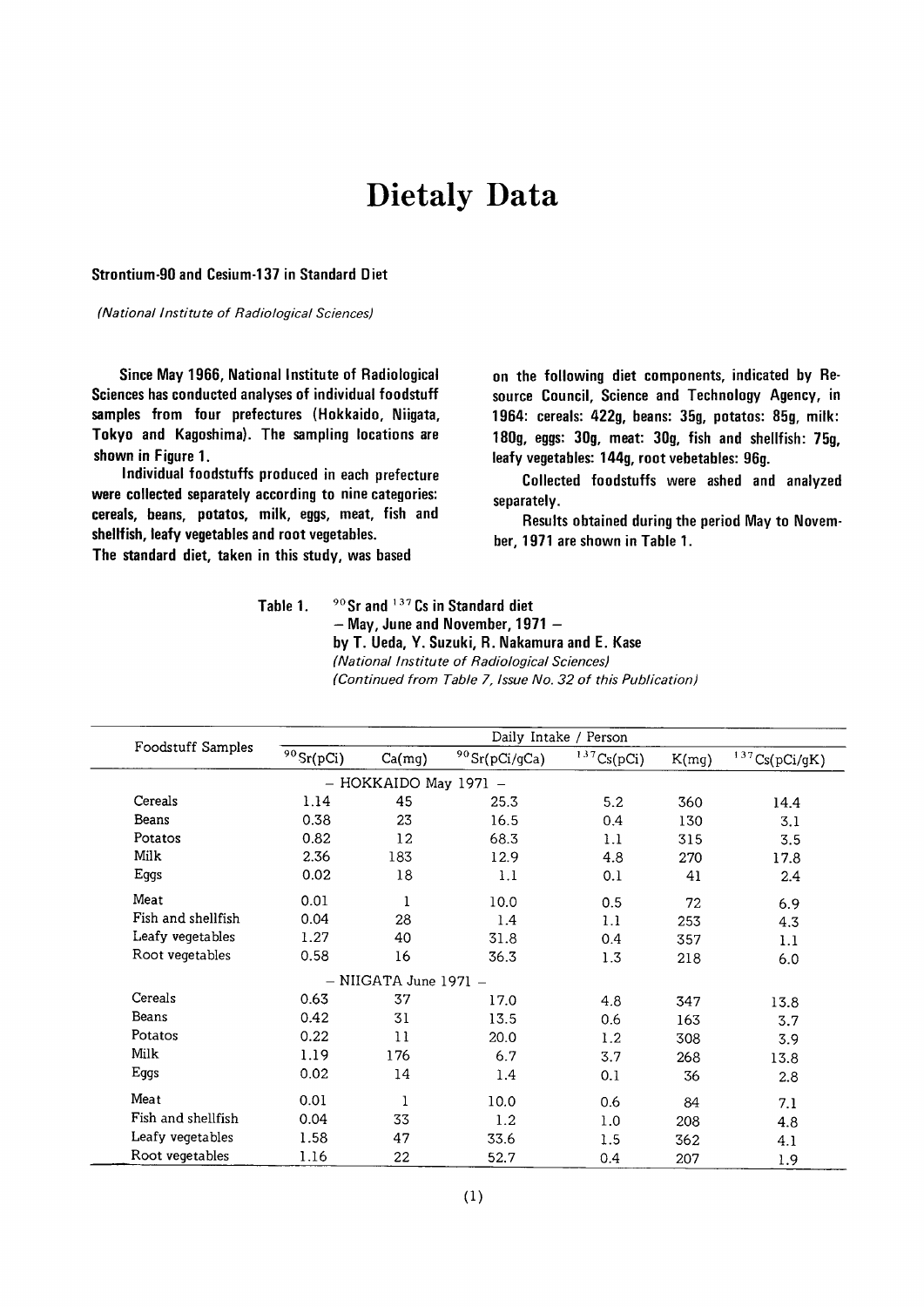# Dietaly Data

## Strontium-90 and Cesium-137 in Standard Diet

*(National Institute of Radiological Sciences)*

**Since May 1966, National Institute of Radiological Sciences has conducted analyses of individual foodstuff samples from four prefectures (Hokkaido, Niigata, Tokyo and Kagoshima). The sampling locations are shown in Figure 1.**

**Individual foodstuffs produced in each prefecture were collected separately according to nine categories: cereals, beans, potatos, milk, eggs, meat, fish and shellfish, leafy vegetables and root vegetables.**

**The standard diet, taken in this study, was based on the following diet components, indicated by Resource Council, Science and Technology Agency, in 1964: cereals: 422g, beans: 35g, potatos: 85g, milk: 180g, eggs: 30g, meat: 30g, fish and shellfish: 75g, leafy vegetables: 144g, root vebetables: 96g.**

**Collected foodstuffs were ashed and analyzed separately.**

**Results obtained during the period May to November, 1971 are shown in Table 1.**

**Table 1.** **$^{90}$Sr and $^{137}$Cs in Standard diet**
**– May, June and November, 1971 –**
**by T. Ueda, Y. Suzuki, R. Nakamura and E. Kase**
*(National Institute of Radiological Sciences)*
*(Continued from Table 7, Issue No. 32 of this Publication)*

| Foodstuff Samples | Daily Intake / Person | | | | | |
|---|---|---|---|---|---|---|
| | $^{90}$Sr(pCi) | Ca(mg) | $^{90}$Sr(pCi/gCa) | $^{137}$Cs(pCi) | K(mg) | $^{137}$Cs(pCi/gK) |
| | | – HOKKAIDO May 1971 – | | | | |
| Cereals | 1.14 | 45 | 25.3 | 5.2 | 360 | 14.4 |
| Beans | 0.38 | 23 | 16.5 | 0.4 | 130 | 3.1 |
| Potatos | 0.82 | 12 | 68.3 | 1.1 | 315 | 3.5 |
| Milk | 2.36 | 183 | 12.9 | 4.8 | 270 | 17.8 |
| Eggs | 0.02 | 18 | 1.1 | 0.1 | 41 | 2.4 |
| Meat | 0.01 | 1 | 10.0 | 0.5 | 72 | 6.9 |
| Fish and shellfish | 0.04 | 28 | 1.4 | 1.1 | 253 | 4.3 |
| Leafy vegetables | 1.27 | 40 | 31.8 | 0.4 | 357 | 1.1 |
| Root vegetables | 0.58 | 16 | 36.3 | 1.3 | 218 | 6.0 |
| | | – NIIGATA June 1971 – | | | | |
| Cereals | 0.63 | 37 | 17.0 | 4.8 | 347 | 13.8 |
| Beans | 0.42 | 31 | 13.5 | 0.6 | 163 | 3.7 |
| Potatos | 0.22 | 11 | 20.0 | 1.2 | 308 | 3.9 |
| Milk | 1.19 | 176 | 6.7 | 3.7 | 268 | 13.8 |
| Eggs | 0.02 | 14 | 1.4 | 0.1 | 36 | 2.8 |
| Meat | 0.01 | 1 | 10.0 | 0.6 | 84 | 7.1 |
| Fish and shellfish | 0.04 | 33 | 1.2 | 1.0 | 208 | 4.8 |
| Leafy vegetables | 1.58 | 47 | 33.6 | 1.5 | 362 | 4.1 |
| Root vegetables | 1.16 | 22 | 52.7 | 0.4 | 207 | 1.9 |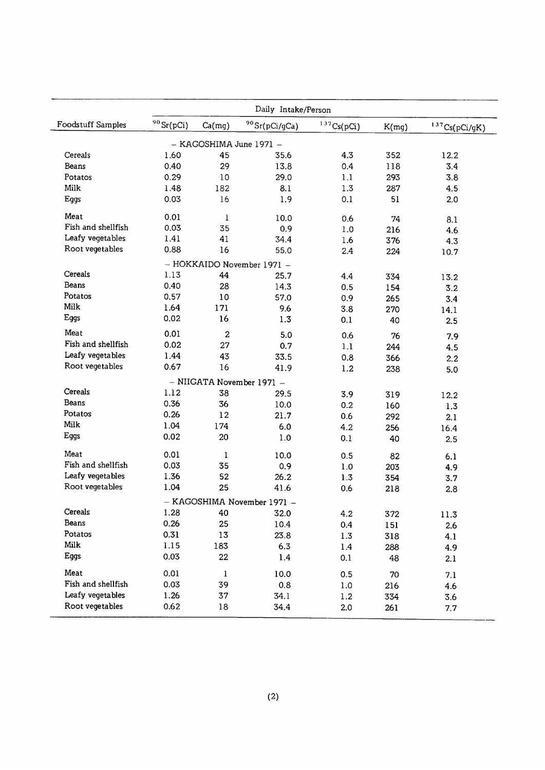| Foodstuff Samples | Daily Intake/Person | | | | | |
|---|---|---|---|---|---|---|
| | $^{90}Sr$(pCi) | Ca(mg) | $^{90}Sr$(pCi/gCa) | $^{137}Cs$(pCi) | K(mg) | $^{137}Cs$(pCi/gK) |
| | | – KAGOSHIMA June 1971 – | | | | |
| Cereals | 1.60 | 45 | 35.6 | 4.3 | 352 | 12.2 |
| Beans | 0.40 | 29 | 13.8 | 0.4 | 118 | 3.4 |
| Potatos | 0.29 | 10 | 29.0 | 1.1 | 293 | 3.8 |
| Milk | 1.48 | 182 | 8.1 | 1.3 | 287 | 4.5 |
| Eggs | 0.03 | 16 | 1.9 | 0.1 | 51 | 2.0 |
| Meat | 0.01 | 1 | 10.0 | 0.6 | 74 | 8.1 |
| Fish and shellfish | 0.03 | 35 | 0.9 | 1.0 | 216 | 4.6 |
| Leafy vegetables | 1.41 | 41 | 34.4 | 1.6 | 376 | 4.3 |
| Root vegetables | 0.88 | 16 | 55.0 | 2.4 | 224 | 10.7 |
| | | – HOKKAIDO November 1971 – | | | | |
| Cereals | 1.13 | 44 | 25.7 | 4.4 | 334 | 13.2 |
| Beans | 0.40 | 28 | 14.3 | 0.5 | 154 | 3.2 |
| Potatos | 0.57 | 10 | 57.0 | 0.9 | 265 | 3.4 |
| Milk | 1.64 | 171 | 9.6 | 3.8 | 270 | 14.1 |
| Eggs | 0.02 | 16 | 1.3 | 0.1 | 40 | 2.5 |
| Meat | 0.01 | 2 | 5.0 | 0.6 | 76 | 7.9 |
| Fish and shellfish | 0.02 | 27 | 0.7 | 1.1 | 244 | 4.5 |
| Leafy vegetables | 1.44 | 43 | 33.5 | 0.8 | 366 | 2.2 |
| Root vegetables | 0.67 | 16 | 41.9 | 1.2 | 238 | 5.0 |
| | | – NIIGATA November 1971 – | | | | |
| Cereals | 1.12 | 38 | 29.5 | 3.9 | 319 | 12.2 |
| Beans | 0.36 | 36 | 10.0 | 0.2 | 160 | 1.3 |
| Potatos | 0.26 | 12 | 21.7 | 0.6 | 292 | 2.1 |
| Milk | 1.04 | 174 | 6.0 | 4.2 | 256 | 16.4 |
| Eggs | 0.02 | 20 | 1.0 | 0.1 | 40 | 2.5 |
| Meat | 0.01 | 1 | 10.0 | 0.5 | 82 | 6.1 |
| Fish and shellfish | 0.03 | 35 | 0.9 | 1.0 | 203 | 4.9 |
| Leafy vegetables | 1.36 | 52 | 26.2 | 1.3 | 354 | 3.7 |
| Root vegetables | 1.04 | 25 | 41.6 | 0.6 | 218 | 2.8 |
| | | – KAGOSHIMA November 1971 – | | | | |
| Cereals | 1.28 | 40 | 32.0 | 4.2 | 372 | 11.3 |
| Beans | 0.26 | 25 | 10.4 | 0.4 | 151 | 2.6 |
| Potatos | 0.31 | 13 | 23.8 | 1.3 | 318 | 4.1 |
| Milk | 1.15 | 183 | 6.3 | 1.4 | 288 | 4.9 |
| Eggs | 0.03 | 22 | 1.4 | 0.1 | 48 | 2.1 |
| Meat | 0.01 | 1 | 10.0 | 0.5 | 70 | 7.1 |
| Fish and shellfish | 0.03 | 39 | 0.8 | 1.0 | 216 | 4.6 |
| Leafy vegetables | 1.26 | 37 | 34.1 | 1.2 | 334 | 3.6 |
| Root vegetables | 0.62 | 18 | 34.4 | 2.0 | 261 | 7.7 |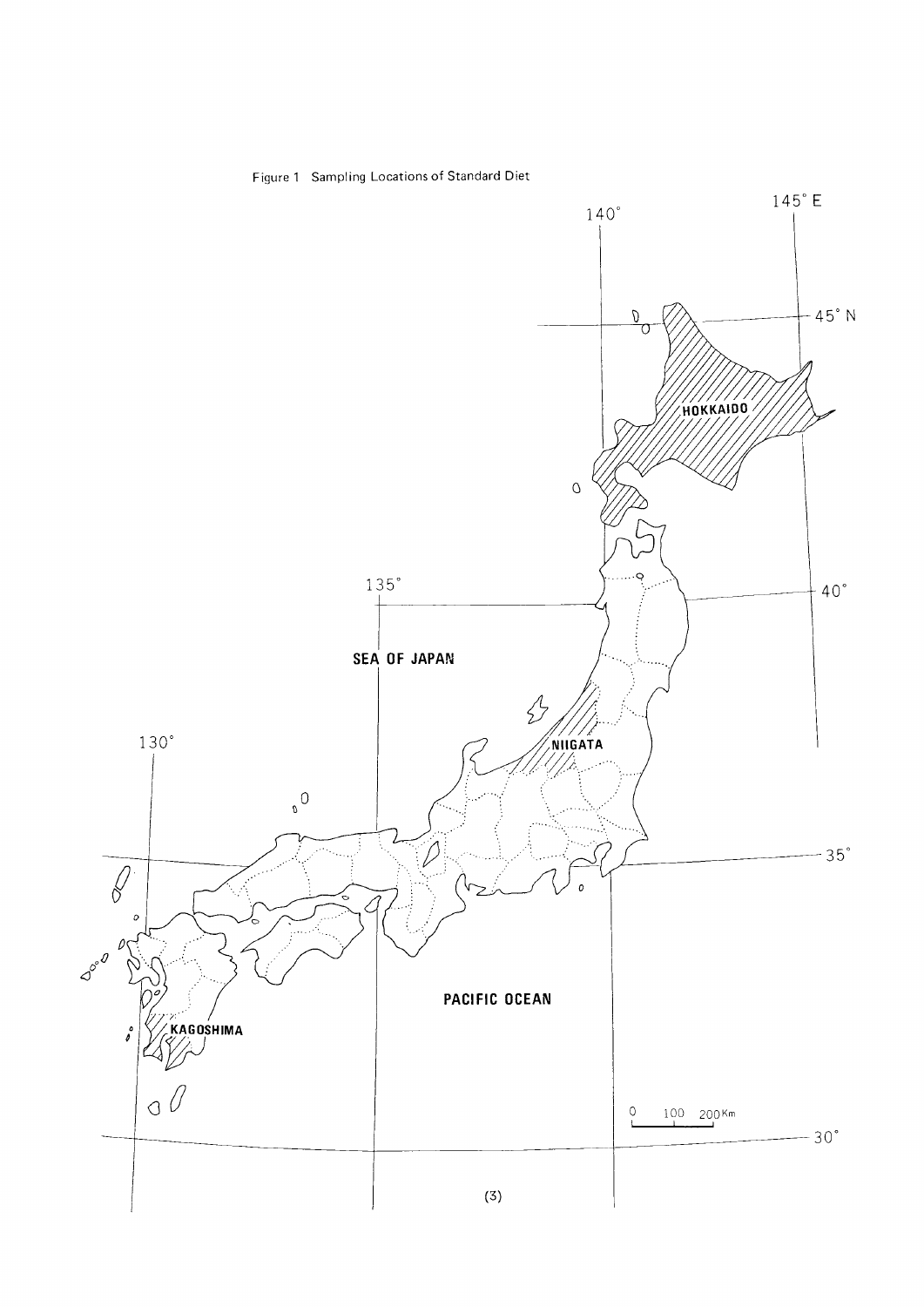Figure 1 Sampling Locations of Standard Diet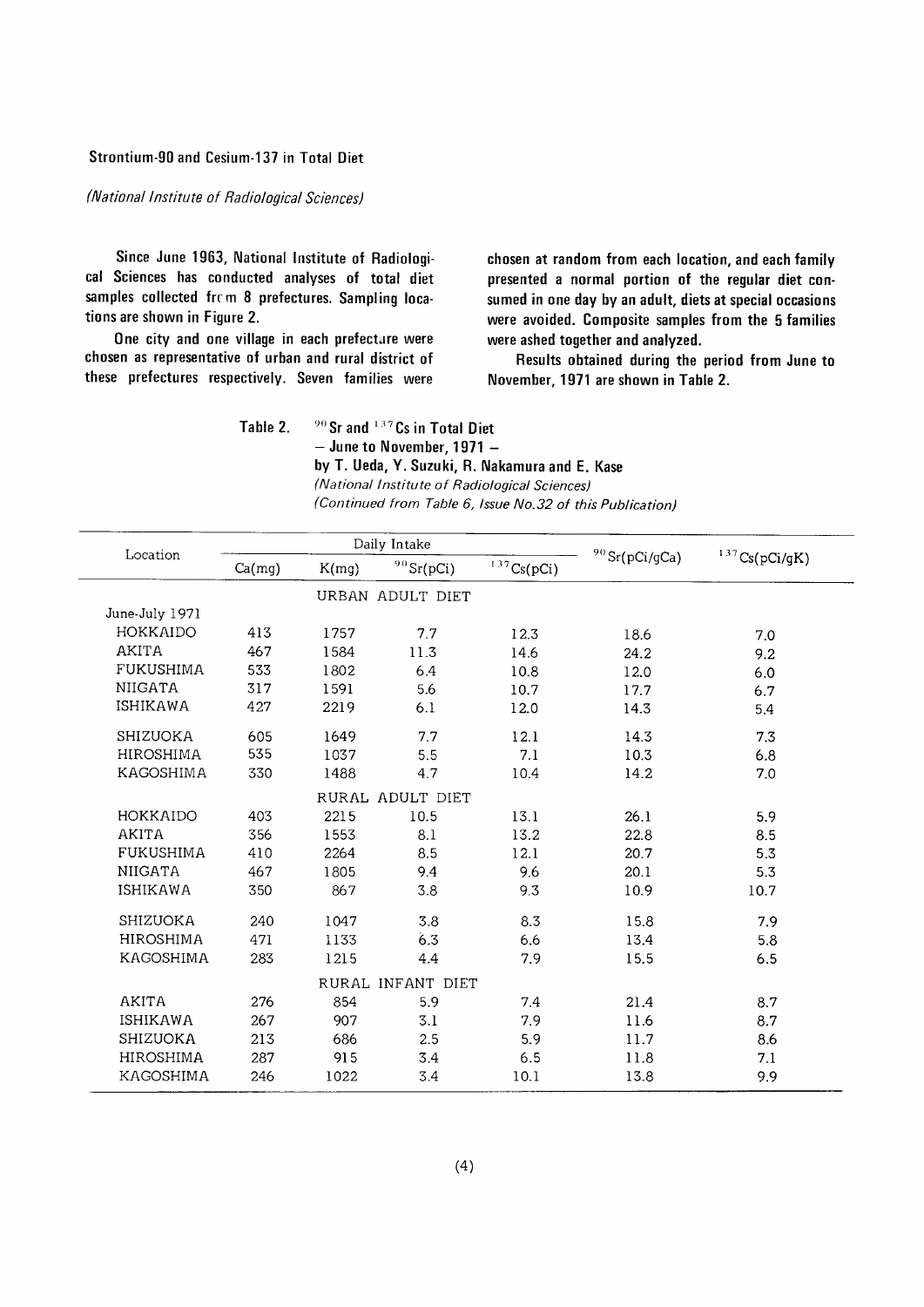### Strontium-90 and Cesium-137 in Total Diet

*(National Institute of Radiological Sciences)*

Since June 1963, National Institute of Radiological Sciences has conducted analyses of total diet samples collected from 8 prefectures. Sampling locations are shown in Figure 2.

One city and one village in each prefecture were chosen as representative of urban and rural district of these prefectures respectively. Seven families were chosen at random from each location, and each family presented a normal portion of the regular diet consumed in one day by an adult, diets at special occasions were avoided. Composite samples from the 5 families were ashed together and analyzed.

Results obtained during the period from June to November, 1971 are shown in Table 2.

**Table 2.** $^{90}$**Sr and** $^{137}$**Cs in Total Diet**
**– June to November, 1971 –**
**by T. Ueda, Y. Suzuki, R. Nakamura and E. Kase**
*(National Institute of Radiological Sciences)*
*(Continued from Table 6, Issue No.32 of this Publication)*

| Location | Daily Intake | | | | $^{90}$Sr(pCi/gCa) | $^{137}$Cs(pCi/gK) |
|---|---|---|---|---|---|---|
| | Ca(mg) | K(mg) | $^{90}$Sr(pCi) | $^{137}$Cs(pCi) | | |
| | | | URBAN ADULT DIET | | | |
| June-July 1971 | | | | | | |
| HOKKAIDO | 413 | 1757 | 7.7 | 12.3 | 18.6 | 7.0 |
| AKITA | 467 | 1584 | 11.3 | 14.6 | 24.2 | 9.2 |
| FUKUSHIMA | 533 | 1802 | 6.4 | 10.8 | 12.0 | 6.0 |
| NIIGATA | 317 | 1591 | 5.6 | 10.7 | 17.7 | 6.7 |
| ISHIKAWA | 427 | 2219 | 6.1 | 12.0 | 14.3 | 5.4 |
| SHIZUOKA | 605 | 1649 | 7.7 | 12.1 | 14.3 | 7.3 |
| HIROSHIMA | 535 | 1037 | 5.5 | 7.1 | 10.3 | 6.8 |
| KAGOSHIMA | 330 | 1488 | 4.7 | 10.4 | 14.2 | 7.0 |
| | | | RURAL ADULT DIET | | | |
| HOKKAIDO | 403 | 2215 | 10.5 | 13.1 | 26.1 | 5.9 |
| AKITA | 356 | 1553 | 8.1 | 13.2 | 22.8 | 8.5 |
| FUKUSHIMA | 410 | 2264 | 8.5 | 12.1 | 20.7 | 5.3 |
| NIIGATA | 467 | 1805 | 9.4 | 9.6 | 20.1 | 5.3 |
| ISHIKAWA | 350 | 867 | 3.8 | 9.3 | 10.9 | 10.7 |
| SHIZUOKA | 240 | 1047 | 3.8 | 8.3 | 15.8 | 7.9 |
| HIROSHIMA | 471 | 1133 | 6.3 | 6.6 | 13.4 | 5.8 |
| KAGOSHIMA | 283 | 1215 | 4.4 | 7.9 | 15.5 | 6.5 |
| | | | RURAL INFANT DIET | | | |
| AKITA | 276 | 854 | 5.9 | 7.4 | 21.4 | 8.7 |
| ISHIKAWA | 267 | 907 | 3.1 | 7.9 | 11.6 | 8.7 |
| SHIZUOKA | 213 | 686 | 2.5 | 5.9 | 11.7 | 8.6 |
| HIROSHIMA | 287 | 915 | 3.4 | 6.5 | 11.8 | 7.1 |
| KAGOSHIMA | 246 | 1022 | 3.4 | 10.1 | 13.8 | 9.9 |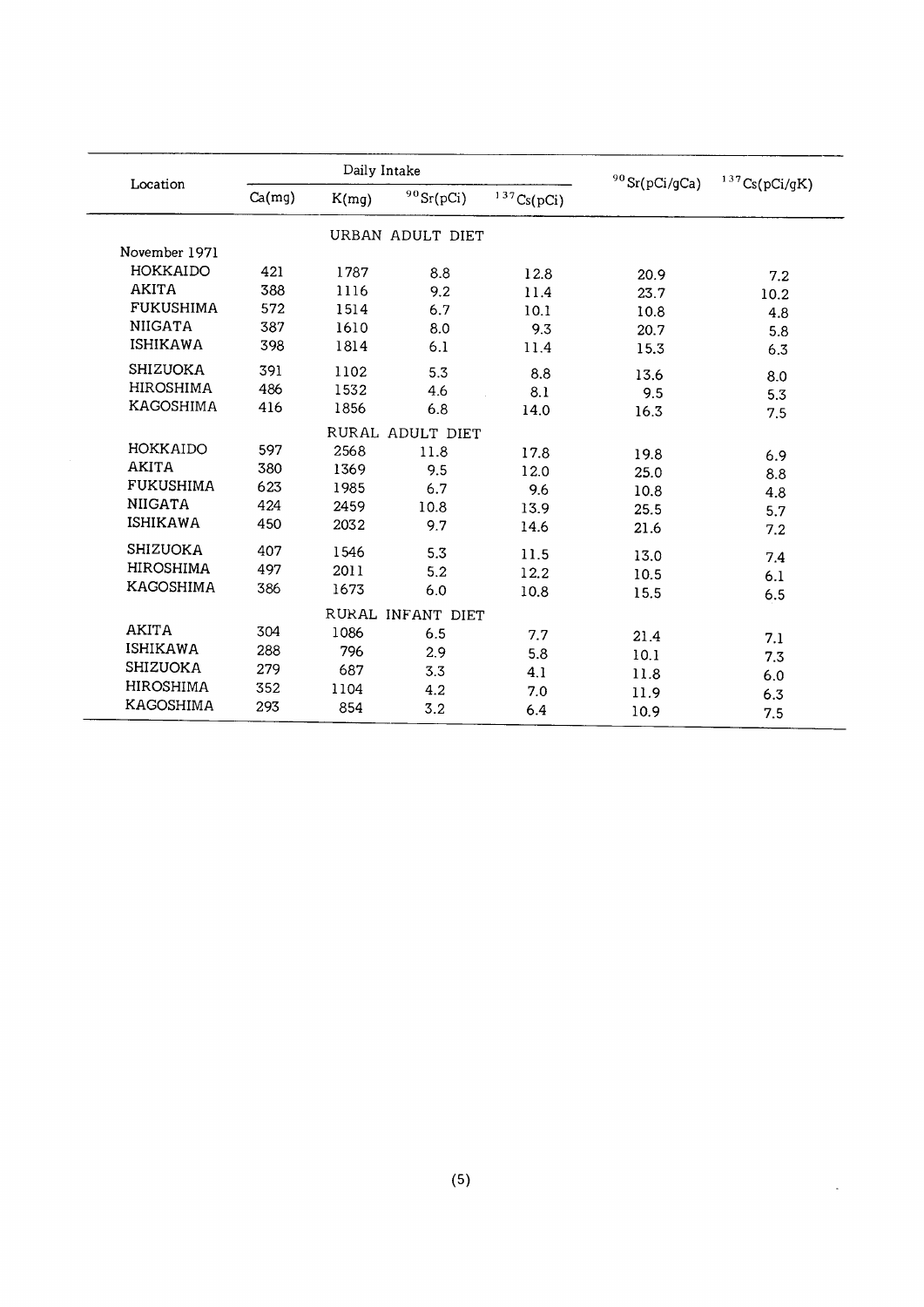| Location | Daily Intake | | | | $^{90}Sr$(pCi/gCa) | $^{137}Cs$(pCi/gK) |
|---|---|---|---|---|---|---|
| | Ca(mg) | K(mg) | $^{90}Sr$(pCi) | $^{137}Cs$(pCi) | | |
| | | | URBAN ADULT DIET | | | |
| November 1971 | | | | | | |
| HOKKAIDO | 421 | 1787 | 8.8 | 12.8 | 20.9 | 7.2 |
| AKITA | 388 | 1116 | 9.2 | 11.4 | 23.7 | 10.2 |
| FUKUSHIMA | 572 | 1514 | 6.7 | 10.1 | 10.8 | 4.8 |
| NIIGATA | 387 | 1610 | 8.0 | 9.3 | 20.7 | 5.8 |
| ISHIKAWA | 398 | 1814 | 6.1 | 11.4 | 15.3 | 6.3 |
| SHIZUOKA | 391 | 1102 | 5.3 | 8.8 | 13.6 | 8.0 |
| HIROSHIMA | 486 | 1532 | 4.6 | 8.1 | 9.5 | 5.3 |
| KAGOSHIMA | 416 | 1856 | 6.8 | 14.0 | 16.3 | 7.5 |
| | | | RURAL ADULT DIET | | | |
| HOKKAIDO | 597 | 2568 | 11.8 | 17.8 | 19.8 | 6.9 |
| AKITA | 380 | 1369 | 9.5 | 12.0 | 25.0 | 8.8 |
| FUKUSHIMA | 623 | 1985 | 6.7 | 9.6 | 10.8 | 4.8 |
| NIIGATA | 424 | 2459 | 10.8 | 13.9 | 25.5 | 5.7 |
| ISHIKAWA | 450 | 2032 | 9.7 | 14.6 | 21.6 | 7.2 |
| SHIZUOKA | 407 | 1546 | 5.3 | 11.5 | 13.0 | 7.4 |
| HIROSHIMA | 497 | 2011 | 5.2 | 12.2 | 10.5 | 6.1 |
| KAGOSHIMA | 386 | 1673 | 6.0 | 10.8 | 15.5 | 6.5 |
| | | | RURAL INFANT DIET | | | |
| AKITA | 304 | 1086 | 6.5 | 7.7 | 21.4 | 7.1 |
| ISHIKAWA | 288 | 796 | 2.9 | 5.8 | 10.1 | 7.3 |
| SHIZUOKA | 279 | 687 | 3.3 | 4.1 | 11.8 | 6.0 |
| HIROSHIMA | 352 | 1104 | 4.2 | 7.0 | 11.9 | 6.3 |
| KAGOSHIMA | 293 | 854 | 3.2 | 6.4 | 10.9 | 7.5 |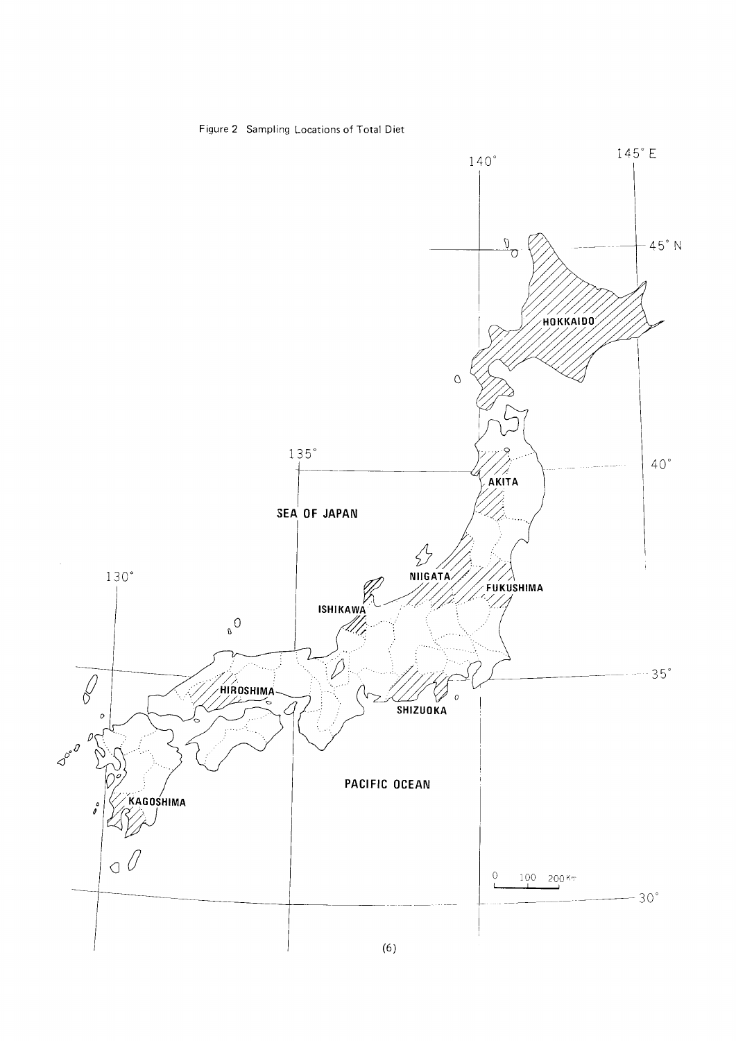Figure 2 Sampling Locations of Total Diet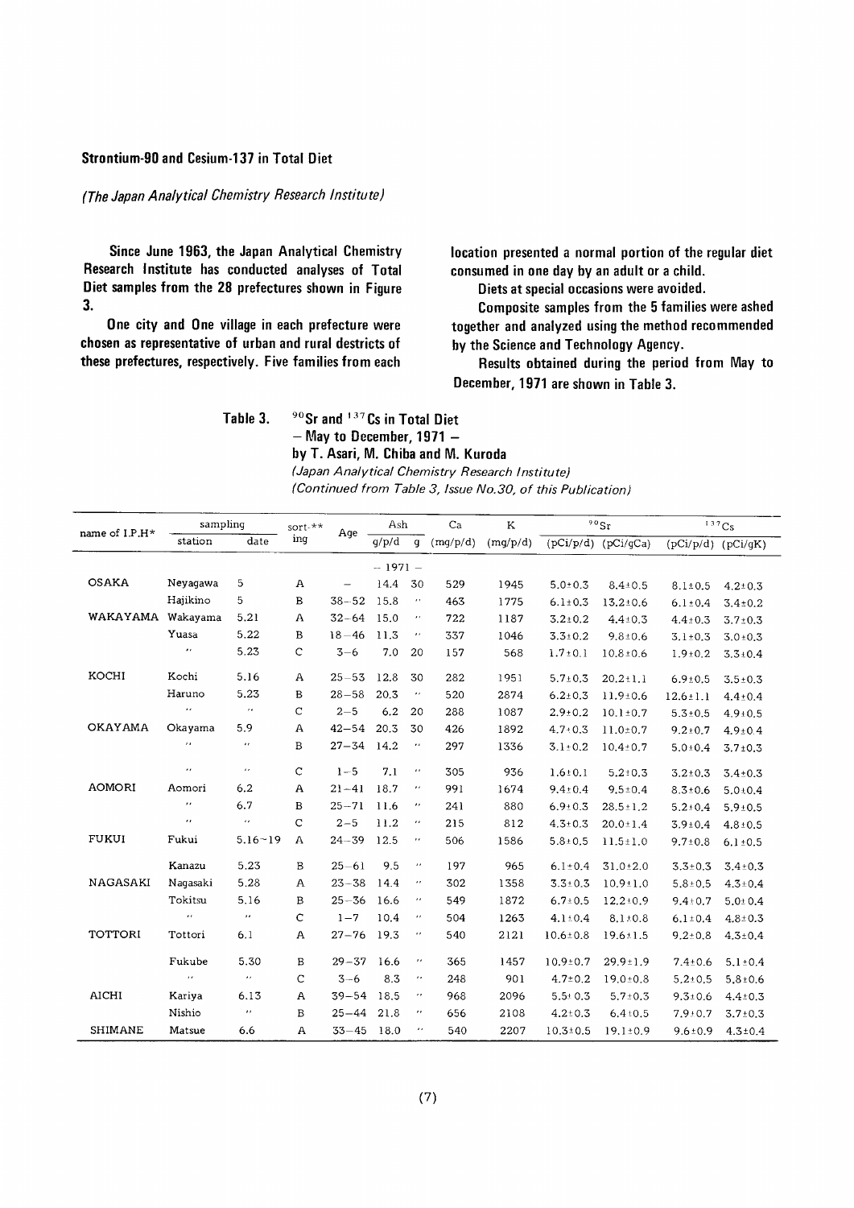### Strontium-90 and Cesium-137 in Total Diet

*(The Japan Analytical Chemistry Research Institute)*

**Since June 1963, the Japan Analytical Chemistry Research Institute has conducted analyses of Total Diet samples from the 28 prefectures shown in Figure 3.**

**One city and One village in each prefecture were chosen as representative of urban and rural districts of these prefectures, respectively. Five families from each location presented a normal portion of the regular diet consumed in one day by an adult or a child.**

**Diets at special occasions were avoided.**

**Composite samples from the 5 families were ashed together and analyzed using the method recommended by the Science and Technology Agency.**

**Results obtained during the period from May to December, 1971 are shown in Table 3.**

**Table 3. $^{90}$Sr and $^{137}$Cs in Total Diet**
**– May to December, 1971 –**
**by T. Asari, M. Chiba and M. Kuroda**
*(Japan Analytical Chemistry Research Institute)*
*(Continued from Table 3, Issue No.30, of this Publication)*

| name of I.P.H* | sampling | | sort-** ing | Age | Ash | | Ca | K | $^{90}$Sr | | $^{137}$Cs | |
|---|---|---|---|---|---|---|---|---|---|---|---|---|
| | station | date | | | g/p/d | g | (mg/p/d) | (mg/p/d) | (pCi/p/d) | (pCi/gCa) | (pCi/p/d) | (pCi/gK) |
| | | | | | – 1971 – | | | | | | | |
| OSAKA | Neyagawa | 5 | A | – | 14.4 | 30 | 529 | 1945 | 5.0±0.3 | 8.4±0.5 | 8.1±0.5 | 4.2±0.3 |
| | Hajikino | 5 | B | 38–52 | 15.8 | 〃 | 463 | 1775 | 6.1±0.3 | 13.2±0.6 | 6.1±0.4 | 3.4±0.2 |
| WAKAYAMA | Wakayama | 5.21 | A | 32–64 | 15.0 | 〃 | 722 | 1187 | 3.2±0.2 | 4.4±0.3 | 4.4±0.3 | 3.7±0.3 |
| | Yuasa | 5.22 | B | 18–46 | 11.3 | 〃 | 337 | 1046 | 3.3±0.2 | 9.8±0.6 | 3.1±0.3 | 3.0±0.3 |
| | 〃 | 5.23 | C | 3–6 | 7.0 | 20 | 157 | 568 | 1.7±0.1 | 10.8±0.6 | 1.9±0.2 | 3.3±0.4 |
| KOCHI | Kochi | 5.16 | A | 25–53 | 12.8 | 30 | 282 | 1951 | 5.7±0.3 | 20.2±1.1 | 6.9±0.5 | 3.5±0.3 |
| | Haruno | 5.23 | B | 28–58 | 20.3 | 〃 | 520 | 2874 | 6.2±0.3 | 11.9±0.6 | 12.6±1.1 | 4.4±0.4 |
| | 〃 | 〃 | C | 2–5 | 6.2 | 20 | 288 | 1087 | 2.9±0.2 | 10.1±0.7 | 5.3±0.5 | 4.9±0.5 |
| OKAYAMA | Okayama | 5.9 | A | 42–54 | 20.3 | 30 | 426 | 1892 | 4.7±0.3 | 11.0±0.7 | 9.2±0.7 | 4.9±0.4 |
| | 〃 | 〃 | B | 27–34 | 14.2 | 〃 | 297 | 1336 | 3.1±0.2 | 10.4±0.7 | 5.0±0.4 | 3.7±0.3 |
| | 〃 | 〃 | C | 1–5 | 7.1 | 〃 | 305 | 936 | 1.6±0.1 | 5.2±0.3 | 3.2±0.3 | 3.4±0.3 |
| AOMORI | Aomori | 6.2 | A | 21–41 | 18.7 | 〃 | 991 | 1674 | 9.4±0.4 | 9.5±0.4 | 8.3±0.6 | 5.0±0.4 |
| | 〃 | 6.7 | B | 25–71 | 11.6 | 〃 | 241 | 880 | 6.9±0.3 | 28.5±1.2 | 5.2±0.4 | 5.9±0.5 |
| | 〃 | 〃 | C | 2–5 | 11.2 | 〃 | 215 | 812 | 4.3±0.3 | 20.0±1.4 | 3.9±0.4 | 4.8±0.5 |
| FUKUI | Fukui | 5.16~19 | A | 24–39 | 12.5 | 〃 | 506 | 1586 | 5.8±0.5 | 11.5±1.0 | 9.7±0.8 | 6.1±0.5 |
| | Kanazu | 5.23 | B | 25–61 | 9.5 | 〃 | 197 | 965 | 6.1±0.4 | 31.0±2.0 | 3.3±0.3 | 3.4±0.3 |
| NAGASAKI | Nagasaki | 5.28 | A | 23–38 | 14.4 | 〃 | 302 | 1358 | 3.3±0.3 | 10.9±1.0 | 5.8±0.5 | 4.3±0.4 |
| | Tokitsu | 5.16 | B | 25–36 | 16.6 | 〃 | 549 | 1872 | 6.7±0.5 | 12.2±0.9 | 9.4±0.7 | 5.0±0.4 |
| | 〃 | 〃 | C | 1–7 | 10.4 | 〃 | 504 | 1263 | 4.1±0.4 | 8.1±0.8 | 6.1±0.4 | 4.8±0.3 |
| TOTTORI | Tottori | 6.1 | A | 27–76 | 19.3 | 〃 | 540 | 2121 | 10.6±0.8 | 19.6±1.5 | 9.2±0.8 | 4.3±0.4 |
| | Fukube | 5.30 | B | 29–37 | 16.6 | 〃 | 365 | 1457 | 10.9±0.7 | 29.9±1.9 | 7.4±0.6 | 5.1±0.4 |
| | 〃 | 〃 | C | 3–6 | 8.3 | 〃 | 248 | 901 | 4.7±0.2 | 19.0±0.8 | 5.2±0.5 | 5.8±0.6 |
| AICHI | Kariya | 6.13 | A | 39–54 | 18.5 | 〃 | 968 | 2096 | 5.5±0.3 | 5.7±0.3 | 9.3±0.6 | 4.4±0.3 |
| | Nishio | 〃 | B | 25–44 | 21.8 | 〃 | 656 | 2108 | 4.2±0.3 | 6.4±0.5 | 7.9±0.7 | 3.7±0.3 |
| SHIMANE | Matsue | 6.6 | A | 33–45 | 18.0 | 〃 | 540 | 2207 | 10.3±0.5 | 19.1±0.9 | 9.6±0.9 | 4.3±0.4 |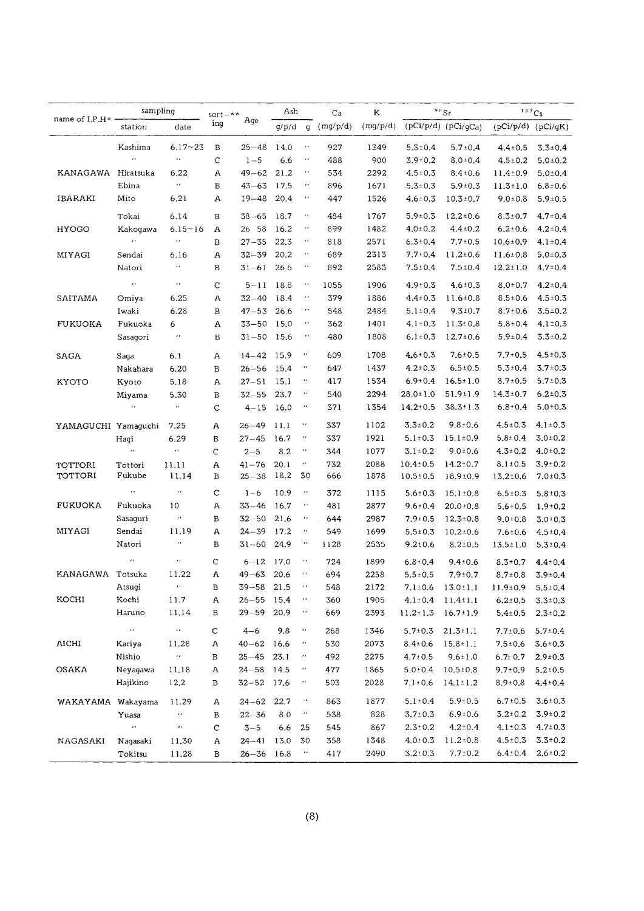| name of I.P.H* | sampling | | sort-** ing | Age | Ash | | Ca | K | $^{90}Sr$ | | $^{137}Cs$ | |
|---|---|---|---|---|---|---|---|---|---|---|---|---|
| | station | date | | | g/p/d | g | (mg/p/d) | (mg/p/d) | (pCi/p/d) | (pCi/gCa) | (pCi/p/d) | (pCi/gK) |
| | Kashima | 6.17~23 | B | 25−48 | 14.0 | 〃 | 927 | 1349 | 5.3±0.4 | 5.7±0.4 | 4.4±0.5 | 3.3±0.4 |
| | 〃 | 〃 | C | 1−5 | 6.6 | 〃 | 488 | 900 | 3.9±0.2 | 8.0±0.4 | 4.5±0.2 | 5.0±0.2 |
| KANAGAWA | Hiratsuka | 6.22 | A | 49−62 | 21.2 | 〃 | 534 | 2292 | 4.5±0.3 | 8.4±0.6 | 11.4±0.9 | 5.0±0.4 |
| | Ebina | 〃 | B | 43−63 | 17.5 | 〃 | 896 | 1671 | 5.3±0.3 | 5.9±0.3 | 11.3±1.0 | 6.8±0.6 |
| IBARAKI | Mito | 6.21 | A | 19−48 | 20.4 | 〃 | 447 | 1526 | 4.6±0.3 | 10.3±0.7 | 9.0±0.8 | 5.9±0.5 |
| | Tokai | 6.14 | B | 38−65 | 18.7 | 〃 | 484 | 1767 | 5.9±0.3 | 12.2±0.6 | 8.3±0.7 | 4.7±0.4 |
| HYOGO | Kakogawa | 6.15~16 | A | 26 58 | 16.2 | 〃 | 899 | 1482 | 4.0±0.2 | 4.4±0.2 | 6.2±0.6 | 4.2±0.4 |
| | 〃 | 〃 | B | 27−35 | 22.3 | 〃 | 818 | 2571 | 6.3±0.4 | 7.7±0.5 | 10.6±0.9 | 4.1±0.4 |
| MIYAGI | Sendai | 6.16 | A | 32−39 | 20.2 | 〃 | 689 | 2313 | 7.7±0.4 | 11.2±0.6 | 11.6±0.8 | 5.0±0.3 |
| | Natori | 〃 | B | 31−61 | 26.6 | 〃 | 892 | 2583 | 7.5±0.4 | 7.5±0.4 | 12.2±1.0 | 4.7±0.4 |
| | 〃 | 〃 | C | 5−11 | 18.8 | 〃 | 1055 | 1906 | 4.9±0.3 | 4.6±0.3 | 8.0±0.7 | 4.2±0.4 |
| SAITAMA | Omiya | 6.25 | A | 32−40 | 18.4 | 〃 | 379 | 1886 | 4.4±0.3 | 11.6±0.8 | 8.5±0.6 | 4.5±0.3 |
| | Iwaki | 6.28 | B | 47−53 | 26.6 | 〃 | 548 | 2484 | 5.1±0.4 | 9.3±0.7 | 8.7±0.6 | 3.5±0.2 |
| FUKUOKA | Fukuoka | 6 | A | 33−50 | 15.0 | 〃 | 362 | 1401 | 4.1±0.3 | 11.3±0.8 | 5.8±0.4 | 4.1±0.3 |
| | Sasagori | 〃 | B | 31−50 | 15.6 | 〃 | 480 | 1808 | 6.1±0.3 | 12.7±0.6 | 5.9±0.4 | 3.3±0.2 |
| SAGA | Saga | 6.1 | A | 14−42 | 15.9 | 〃 | 609 | 1708 | 4.6±0.3 | 7.6±0.5 | 7.7±0.5 | 4.5±0.3 |
| | Nakahara | 6.20 | B | 26−56 | 15.4 | 〃 | 647 | 1437 | 4.2±0.3 | 6.5±0.5 | 5.3±0.4 | 3.7±0.3 |
| KYOTO | Kyoto | 5.18 | A | 27−51 | 15.1 | 〃 | 417 | 1534 | 6.9±0.4 | 16.5±1.0 | 8.7±0.5 | 5.7±0.3 |
| | Miyama | 5.30 | B | 32−55 | 23.7 | 〃 | 540 | 2294 | 28.0±1.0 | 51.9±1.9 | 14.3±0.7 | 6.2±0.3 |
| | 〃 | 〃 | C | 4−15 | 16.0 | 〃 | 371 | 1354 | 14.2±0.5 | 38.3±1.3 | 6.8±0.4 | 5.0±0.3 |
| YAMAGUCHI | Yamaguchi | 7.25 | A | 26−49 | 11.1 | 〃 | 337 | 1102 | 3.3±0.2 | 9.8±0.6 | 4.5±0.3 | 4.1±0.3 |
| | Hagi | 6.29 | B | 27−45 | 16.7 | 〃 | 337 | 1921 | 5.1±0.3 | 15.1±0.9 | 5.8±0.4 | 3.0±0.2 |
| | 〃 | 〃 | C | 2−5 | 8.2 | 〃 | 344 | 1077 | 3.1±0.2 | 9.0±0.6 | 4.3±0.2 | 4.0±0.2 |
| TOTTORI | Tottori | 11.11 | A | 41−76 | 20.1 | 〃 | 732 | 2088 | 10.4±0.5 | 14.2±0.7 | 8.1±0.5 | 3.9±0.2 |
| TOTTORI | Fukube | 11.14 | B | 25−38 | 18.2 | 30 | 666 | 1878 | 10.5±0.5 | 18.9±0.9 | 13.2±0.6 | 7.0±0.3 |
| | 〃 | 〃 | C | 1−6 | 10.9 | 〃 | 372 | 1115 | 5.6±0.3 | 15.1±0.8 | 6.5±0.3 | 5.8±0.3 |
| FUKUOKA | Fukuoka | 10 | A | 33−46 | 16.7 | 〃 | 481 | 2877 | 9.6±0.4 | 20.0±0.8 | 5.6±0.5 | 1.9±0.2 |
| | Sasaguri | 〃 | B | 32−50 | 21.6 | 〃 | 644 | 2987 | 7.9±0.5 | 12.3±0.8 | 9.0±0.8 | 3.0±0.3 |
| MIYAGI | Sendai | 11.19 | A | 24−39 | 17.2 | 〃 | 549 | 1699 | 5.5±0.3 | 10.2±0.6 | 7.6±0.6 | 4.5±0.4 |
| | Natori | 〃 | B | 31−60 | 24.9 | 〃 | 1128 | 2535 | 9.2±0.6 | 8.2±0.5 | 13.5±1.0 | 5.3±0.4 |
| | 〃 | 〃 | C | 6−12 | 17.0 | 〃 | 724 | 1899 | 6.8±0.4 | 9.4±0.6 | 8.3±0.7 | 4.4±0.4 |
| KANAGAWA | Totsuka | 11.22 | A | 49−63 | 20.6 | 〃 | 694 | 2258 | 5.5±0.5 | 7.9±0.7 | 8.7±0.8 | 3.9±0.4 |
| | Atsugi | 〃 | B | 39−58 | 21.5 | 〃 | 548 | 2172 | 7.1±0.6 | 13.0±1.1 | 11.9±0.9 | 5.5±0.4 |
| KOCHI | Kochi | 11.7 | A | 26−55 | 15.4 | 〃 | 360 | 1905 | 4.1±0.4 | 11.4±1.1 | 6.2±0.5 | 3.3±0.3 |
| | Haruno | 11.14 | B | 29−59 | 20.9 | 〃 | 669 | 2393 | 11.2±1.3 | 16.7±1.9 | 5.4±0.5 | 2.3±0.2 |
| | 〃 | 〃 | C | 4−6 | 9.8 | 〃 | 268 | 1346 | 5.7±0.3 | 21.3±1.1 | 7.7±0.6 | 5.7±0.4 |
| AICHI | Kariya | 11.28 | A | 40−62 | 16.6 | 〃 | 530 | 2073 | 8.4±0.6 | 15.8±1.1 | 7.5±0.6 | 3.6±0.3 |
| | Nishio | 〃 | B | 25−45 | 23.1 | 〃 | 492 | 2275 | 4.7±0.5 | 9.6±1.0 | 6.7±0.7 | 2.9±0.3 |
| OSAKA | Neyagawa | 11.18 | A | 24−58 | 14.5 | 〃 | 477 | 1865 | 5.0±0.4 | 10.5±0.8 | 9.7±0.9 | 5.2±0.5 |
| | Hajikino | 12.2 | B | 32−52 | 17.6 | 〃 | 503 | 2028 | 7.1±0.6 | 14.1±1.2 | 8.9±0.8 | 4.4±0.4 |
| WAKAYAMA | Wakayama | 11.29 | A | 24−62 | 22.7 | 〃 | 863 | 1877 | 5.1±0.4 | 5.9±0.5 | 6.7±0.5 | 3.6±0.3 |
| | Yuasa | 〃 | B | 22−36 | 8.0 | 〃 | 538 | 828 | 3.7±0.3 | 6.9±0.6 | 3.2±0.2 | 3.9±0.2 |
| | 〃 | 〃 | C | 3−5 | 6.6 | 25 | 545 | 867 | 2.3±0.2 | 4.2±0.4 | 4.1±0.3 | 4.7±0.3 |
| NAGASAKI | Nagasaki | 11.30 | A | 24−41 | 13.0 | 30 | 358 | 1348 | 4.0±0.3 | 11.2±0.8 | 4.5±0.3 | 3.3±0.2 |
| | Tokitsu | 11.28 | B | 26−36 | 16.8 | 〃 | 417 | 2490 | 3.2±0.3 | 7.7±0.2 | 6.4±0.4 | 2.6±0.2 |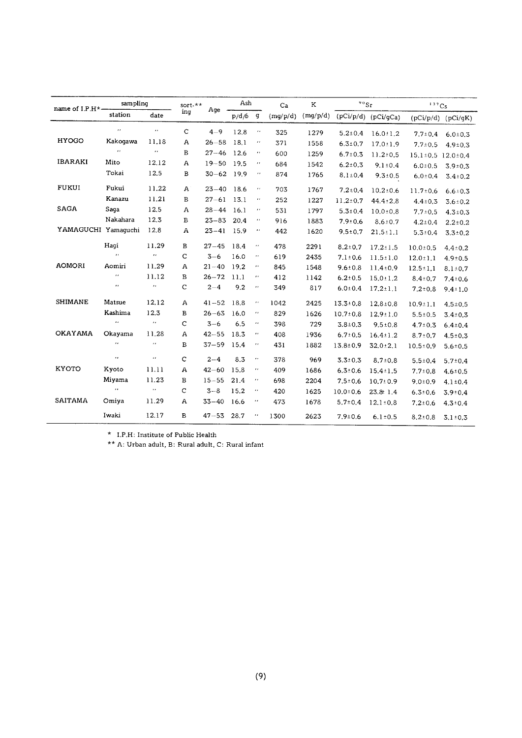| name of I.P.H* | sampling | | sort-** ing | Age | Ash | | Ca | K | $^{90}Sr$ | | $^{137}Cs$ | |
|---|---|---|---|---|---|---|---|---|---|---|---|---|
| | station | date | | | p/d/6 | g | (mg/p/d) | (mg/p/d) | (pCi/p/d) | (pCi/gCa) | (pCi/p/d) | (pCi/gK) |
| | 〃 | 〃 | C | 4−9 | 12.8 | 〃 | 325 | 1279 | 5.2±0.4 | 16.0±1.2 | 7.7±0.4 | 6.0±0.3 |
| HYOGO | Kakogawa | 11.18 | A | 26−58 | 18.1 | 〃 | 371 | 1558 | 6.3±0.7 | 17.0±1.9 | 7.7±0.5 | 4.9±0.3 |
| | 〃 | 〃 | B | 27−46 | 12.6 | 〃 | 600 | 1259 | 6.7±0.3 | 11.2±0.5 | 15.1±0.5 | 12.0±0.4 |
| IBARAKI | Mito | 12.12 | A | 19−50 | 19.5 | 〃 | 684 | 1542 | 6.2±0.3 | 9.1±0.4 | 6.0±0.5 | 3.9±0.3 |
| | Tokai | 12.5 | B | 30−62 | 19.9 | 〃 | 874 | 1765 | 8.1±0.4 | 9.3±0.5 | 6.0±0.4 | 3.4±0.2 |
| FUKUI | Fukui | 11.22 | A | 23−40 | 18.6 | 〃 | 703 | 1767 | 7.2±0.4 | 10.2±0.6 | 11.7±0.6 | 6.6±0.3 |
| | Kanazu | 11.21 | B | 27−61 | 13.1 | 〃 | 252 | 1227 | 11.2±0.7 | 44.4±2.8 | 4.4±0.3 | 3.6±0.2 |
| SAGA | Saga | 12.5 | A | 28−44 | 16.1 | 〃 | 531 | 1797 | 5.3±0.4 | 10.0±0.8 | 7.7±0.5 | 4.3±0.3 |
| | Nakahara | 12.3 | B | 23−83 | 20.4 | 〃 | 916 | 1883 | 7.9±0.6 | 8.6±0.7 | 4.2±0.4 | 2.2±0.2 |
| YAMAGUCHI | Yamaguchi | 12.8 | A | 23−41 | 15.9 | 〃 | 442 | 1620 | 9.5±0.7 | 21.5±1.1 | 5.3±0.4 | 3.3±0.2 |
| | Hagi | 11.29 | B | 27−45 | 18.4 | 〃 | 478 | 2291 | 8.2±0.7 | 17.2±1.5 | 10.0±0.5 | 4.4±0.2 |
| | 〃 | 〃 | C | 3−6 | 16.0 | 〃 | 619 | 2435 | 7.1±0.6 | 11.5±1.0 | 12.0±1.1 | 4.9±0.5 |
| AOMORI | Aomiri | 11.29 | A | 21−40 | 19.2 | 〃 | 845 | 1548 | 9.6±0.8 | 11.4±0.9 | 12.5±1.1 | 8.1±0.7 |
| | 〃 | 11.12 | B | 26−72 | 11.1 | 〃 | 412 | 1142 | 6.2±0.5 | 15.0±1.2 | 8.4±0.7 | 7.4±0.6 |
| | 〃 | 〃 | C | 2−4 | 9.2 | 〃 | 349 | 817 | 6.0±0.4 | 17.2±1.1 | 7.2±0.8 | 9.4±1.0 |
| SHIMANE | Matsue | 12.12 | A | 41−52 | 18.8 | 〃 | 1042 | 2425 | 13.3±0.8 | 12.8±0.8 | 10.9±1.1 | 4.5±0.5 |
| | Kashima | 12.3 | B | 26−63 | 16.0 | 〃 | 829 | 1626 | 10.7±0.8 | 12.9±1.0 | 5.5±0.5 | 3.4±0.3 |
| | 〃 | 〃 | C | 3−6 | 6.5 | 〃 | 398 | 729 | 3.8±0.3 | 9.5±0.8 | 4.7±0.3 | 6.4±0.4 |
| OKAYAMA | Okayama | 11.28 | A | 42−55 | 18.3 | 〃 | 408 | 1936 | 6.7±0.5 | 16.4±1.2 | 8.7±0.7 | 4.5±0.3 |
| | 〃 | 〃 | B | 37−59 | 15.4 | 〃 | 431 | 1882 | 13.8±0.9 | 32.0±2.1 | 10.5±0.9 | 5.6±0.5 |
| | 〃 | 〃 | C | 2−4 | 8.3 | 〃 | 378 | 969 | 3.3±0.3 | 8.7±0.8 | 5.5±0.4 | 5.7±0.4 |
| KYOTO | Kyoto | 11.11 | A | 42−60 | 15.8 | 〃 | 409 | 1686 | 6.3±0.6 | 15.4±1.5 | 7.7±0.8 | 4.6±0.5 |
| | Miyama | 11.23 | B | 15−55 | 21.4 | 〃 | 698 | 2204 | 7.5±0.6 | 10.7±0.9 | 9.0±0.9 | 4.1±0.4 |
| | 〃 | 〃 | C | 3−8 | 15.2 | 〃 | 420 | 1625 | 10.0±0.6 | 23.8±1.4 | 6.3±0.6 | 3.9±0.4 |
| SAITAMA | Omiya | 11.29 | A | 33−40 | 16.6 | 〃 | 473 | 1678 | 5.7±0.4 | 12.1±0.8 | 7.2±0.6 | 4.3±0.4 |
| | Iwaki | 12.17 | B | 47−53 | 28.7 | 〃 | 1300 | 2623 | 7.9±0.6 | 6.1±0.5 | 8.2±0.8 | 3.1±0.3 |

* I.P.H: Institute of Public Health

** A: Urban adult, B: Rural adult, C: Rural infant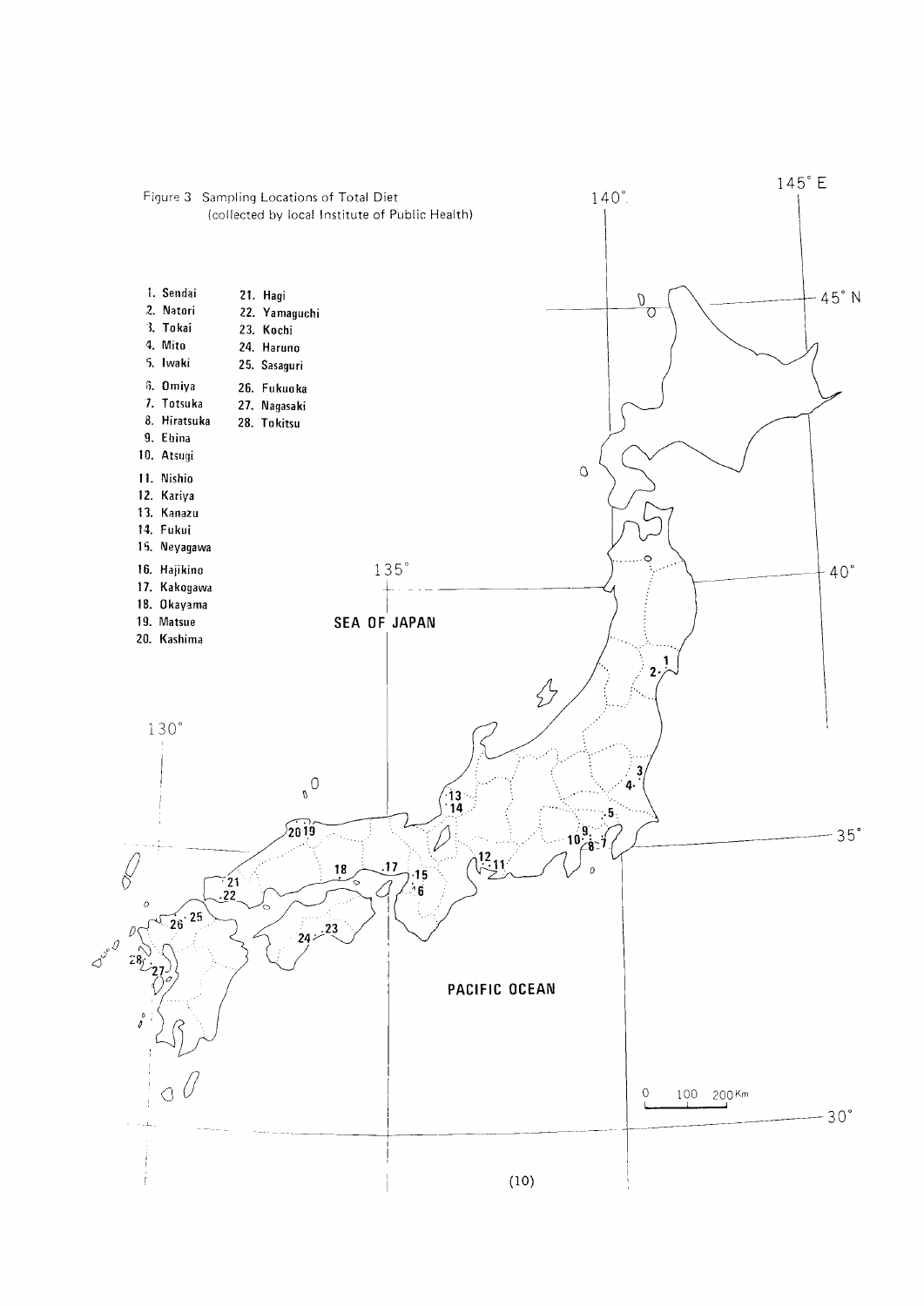Figure 3 Sampling Locations of Total Diet
(collected by local Institute of Public Health)

1. Sendai
2. Natori
3. Tokai
4. Mito
5. Iwaki
6. Omiya
7. Totsuka
8. Hiratsuka
9. Ebina
10. Atsugi
11. Nishio
12. Kariya
13. Kanazu
14. Fukui
15. Neyagawa
16. Hajikino
17. Kakogawa
18. Okayama
19. Matsue
20. Kashima
21. Hagi
22. Yamaguchi
23. Kochi
24. Haruno
25. Sasaguri
26. Fukuoka
27. Nagasaki
28. Tokitsu

SEA OF JAPAN

PACIFIC OCEAN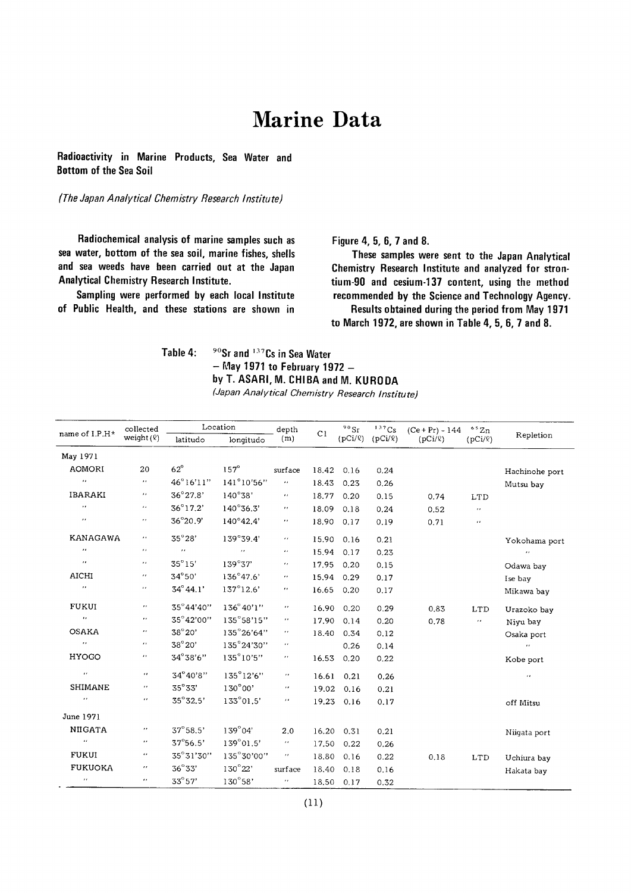# Marine Data

**Radioactivity in Marine Products, Sea Water and Bottom of the Sea Soil**

*(The Japan Analytical Chemistry Research Institute)*

**Radiochemical analysis of marine samples such as sea water, bottom of the sea soil, marine fishes, shells and sea weeds have been carried out at the Japan Analytical Chemistry Research Institute.**

**Sampling were performed by each local Institute of Public Health, and these stations are shown in Figure 4, 5, 6, 7 and 8.**

**These samples were sent to the Japan Analytical Chemistry Research Institute and analyzed for strontium-90 and cesium-137 content, using the method recommended by the Science and Technology Agency.**

**Results obtained during the period from May 1971 to March 1972, are shown in Table 4, 5, 6, 7 and 8.**

**Table 4: $^{90}$Sr and $^{137}$Cs in Sea Water — May 1971 to February 1972 — by T. ASARI, M. CHIBA and M. KURODA**
*(Japan Analytical Chemistry Research Institute)*

| name of I.P.H* | collected weight (ℓ) | Location | | depth (m) | Cl | $^{90}$Sr (pCi/ℓ) | $^{137}$Cs (pCi/ℓ) | (Ce + Pr) - 144 (pCi/ℓ) | $^{65}$Zn (pCi/ℓ) | Repletion |
|---|---|---|---|---|---|---|---|---|---|---|
| | | latitudo | longitudo | | | | | | | |
| May 1971 | | | | | | | | | | |
| AOMORI | 20 | 62° | 157° | surface | 18.42 | 0.16 | 0.24 | | | Hachinohe port |
| 〃 | 〃 | 46°16'11" | 141°10'56" | 〃 | 18.43 | 0.23 | 0.26 | | | Mutsu bay |
| IBARAKI | 〃 | 36°27.8' | 140°38' | 〃 | 18.77 | 0.20 | 0.15 | 0.74 | LTD | |
| 〃 | 〃 | 36°17.2' | 140°36.3' | 〃 | 18.09 | 0.18 | 0.24 | 0.52 | 〃 | |
| 〃 | 〃 | 36°20.9' | 140°42.4' | 〃 | 18.90 | 0.17 | 0.19 | 0.71 | 〃 | |
| KANAGAWA | 〃 | 35°28' | 139°39.4' | 〃 | 15.90 | 0.16 | 0.21 | | | Yokohama port |
| 〃 | 〃 | 〃 | 〃 | 〃 | 15.94 | 0.17 | 0.23 | | | 〃 |
| 〃 | 〃 | 35°15' | 139°37' | 〃 | 17.95 | 0.20 | 0.15 | | | Odawa bay |
| AICHI | 〃 | 34°50' | 136°47.6' | 〃 | 15.94 | 0.29 | 0.17 | | | Ise bay |
| 〃 | 〃 | 34°44.1' | 137°12.6' | 〃 | 16.65 | 0.20 | 0.17 | | | Mikawa bay |
| FUKUI | 〃 | 35°44'40" | 136°40'1" | 〃 | 16.90 | 0.20 | 0.29 | 0.83 | LTD | Urazoko bay |
| 〃 | 〃 | 35°42'00" | 135°58'15" | 〃 | 17.90 | 0.14 | 0.20 | 0.78 | 〃 | Niyu bay |
| OSAKA | 〃 | 38°20' | 135°26'64" | 〃 | 18.40 | 0.34 | 0.12 | | | Osaka port |
| 〃 | 〃 | 38°20' | 135°24'30" | 〃 | | 0.26 | 0.14 | | | 〃 |
| HYOGO | 〃 | 34°38'6" | 135°10'5" | 〃 | 16.53 | 0.20 | 0.22 | | | Kobe port |
| 〃 | 〃 | 34°40'8" | 135°12'6" | 〃 | 16.61 | 0.21 | 0.26 | | | 〃 |
| SHIMANE | 〃 | 35°33' | 130°00' | 〃 | 19.02 | 0.16 | 0.21 | | | |
| 〃 | 〃 | 35°32.5' | 133°01.5' | 〃 | 19.23 | 0.16 | 0.17 | | | off Mitsu |
| June 1971 | | | | | | | | | | |
| NIIGATA | 〃 | 37°58.5' | 139°04' | 2.0 | 16.20 | 0.31 | 0.21 | | | Niigata port |
| 〃 | 〃 | 37°56.5' | 139°01.5' | 〃 | 17.50 | 0.22 | 0.26 | | | |
| FUKUI | 〃 | 35°31'30" | 135°30'00" | 〃 | 18.80 | 0.16 | 0.22 | 0.18 | LTD | Uchiura bay |
| FUKUOKA | 〃 | 36°33' | 130°22' | surface | 18.40 | 0.18 | 0.16 | | | Hakata bay |
| 〃 | 〃 | 33°57' | 130°58' | 〃 | 18.50 | 0.17 | 0.32 | | | |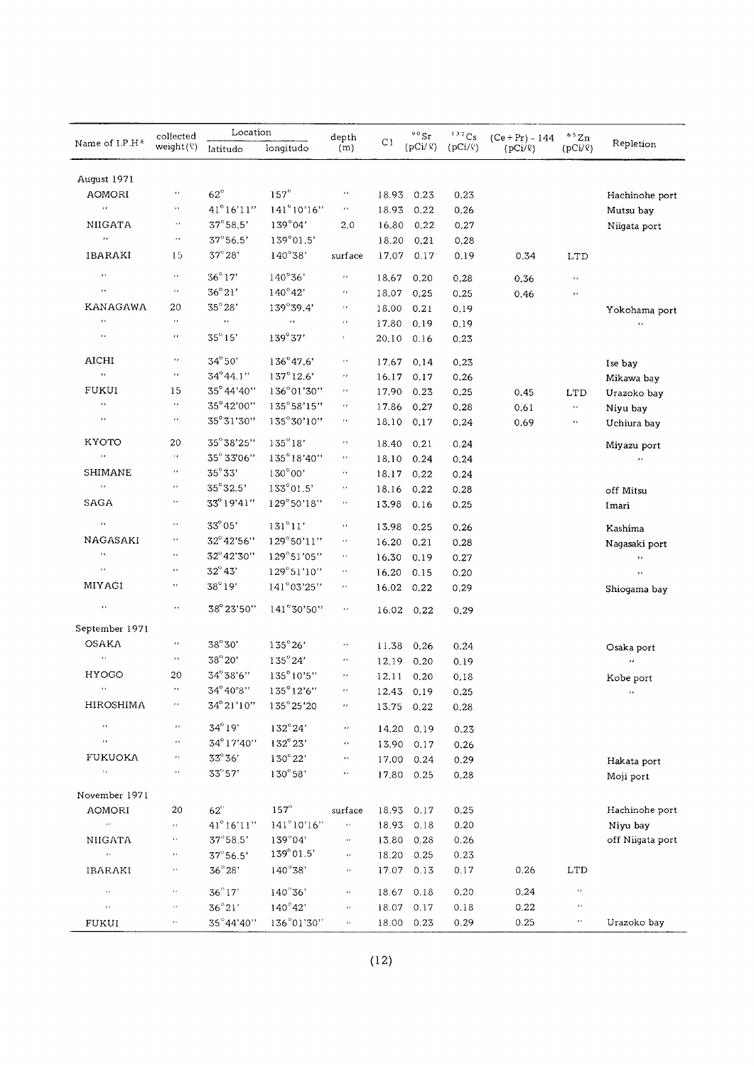| Name of I.P.H* | collected weight(ℓ) | Location | | depth (m) | Cl | $^{90}Sr$ (pCi/ℓ) | $^{137}Cs$ (pCi/ℓ) | (Ce+Pr)-144 (pCi/ℓ) | $^{65}Zn$ (pCi/ℓ) | Repletion |
|---|---|---|---|---|---|---|---|---|---|---|
| | | latitudo | longitudo | | | | | | | |
| August 1971 | | | | | | | | | | |
| AOMORI | " | 62° | 157° | " | 18.93 | 0.23 | 0.23 | | | Hachinohe port |
| " | " | 41°16'11" | 141°10'16" | " | 18.93 | 0.22 | 0.26 | | | Mutsu bay |
| NIIGATA | " | 37°58.5' | 139°04' | 2.0 | 16.80 | 0.22 | 0.27 | | | Niigata port |
| " | " | 37°56.5' | 139°01.5' | | 18.20 | 0.21 | 0.28 | | | |
| IBARAKI | 15 | 37°28' | 140°38' | surface | 17.07 | 0.17 | 0.19 | 0.34 | LTD | |
| " | " | 36°17' | 140°36' | " | 18.67 | 0.20 | 0.28 | 0.36 | " | |
| " | " | 36°21' | 140°42' | " | 18.07 | 0.25 | 0.25 | 0.46 | " | |
| KANAGAWA | 20 | 35°28' | 139°39.4' | " | 18.00 | 0.21 | 0.19 | | | Yokohama port |
| " | " | " | " | " | 17.80 | 0.19 | 0.19 | | | " |
| " | " | 35°15' | 139°37' | " | 20.10 | 0.16 | 0.23 | | | |
| AICHI | " | 34°50' | 136°47.6' | " | 17.67 | 0.14 | 0.23 | | | Ise bay |
| " | " | 34°44.1" | 137°12.6' | " | 16.17 | 0.17 | 0.26 | | | Mikawa bay |
| FUKUI | 15 | 35°44'40" | 136°01'30" | " | 17.90 | 0.23 | 0.25 | 0.45 | LTD | Urazoko bay |
| " | " | 35°42'00" | 135°58'15" | " | 17.86 | 0.27 | 0.28 | 0.61 | " | Niyu bay |
| " | " | 35°31'30" | 135°30'10" | " | 18.10 | 0.17 | 0.24 | 0.69 | " | Uchiura bay |
| KYOTO | 20 | 35°38'25" | 135°18' | " | 18.40 | 0.21 | 0.24 | | | Miyazu port |
| " | " | 35°33'06" | 135°18'40" | " | 18.10 | 0.24 | 0.24 | | | " |
| SHIMANE | " | 35°33' | 130°00' | " | 18.17 | 0.22 | 0.24 | | | |
| " | " | 35°32.5' | 133°01.5' | " | 18.16 | 0.22 | 0.28 | | | off Mitsu |
| SAGA | " | 33°19'41" | 129°50'18" | " | 13.98 | 0.16 | 0.25 | | | Imari |
| " | " | 33°05' | 131°11' | " | 13.98 | 0.25 | 0.26 | | | Kashima |
| NAGASAKI | " | 32°42'56" | 129°50'11" | " | 16.20 | 0.21 | 0.28 | | | Nagasaki port |
| " | " | 32°42'30" | 129°51'05" | " | 16.30 | 0.19 | 0.27 | | | " |
| " | " | 32°43' | 129°51'10" | " | 16.20 | 0.15 | 0.20 | | | " |
| MIYAGI | " | 38°19' | 141°03'25" | " | 16.02 | 0.22 | 0.29 | | | Shiogama bay |
| " | " | 38°23'50" | 141°30'50" | " | 16.02 | 0.22 | 0.29 | | | |
| September 1971 | | | | | | | | | | |
| OSAKA | " | 38°30' | 135°26' | " | 11.38 | 0.26 | 0.24 | | | Osaka port |
| " | " | 38°20' | 135°24' | " | 12.19 | 0.20 | 0.19 | | | " |
| HYOGO | 20 | 34°38'6" | 135°10'5" | " | 12.11 | 0.20 | 0.18 | | | Kobe port |
| " | " | 34°40'8" | 135°12'6" | " | 12.43 | 0.19 | 0.25 | | | " |
| HIROSHIMA | " | 34°21'10" | 135°25'20 | " | 13.75 | 0.22 | 0.28 | | | |
| " | " | 34°19' | 132°24' | " | 14.20 | 0.19 | 0.23 | | | |
| " | " | 34°17'40" | 132°23' | " | 13.90 | 0.17 | 0.26 | | | |
| FUKUOKA | " | 33°36' | 130°22' | " | 17.00 | 0.24 | 0.29 | | | Hakata port |
| " | " | 33°57' | 130°58' | " | 17.80 | 0.25 | 0.28 | | | Moji port |
| November 1971 | | | | | | | | | | |
| AOMORI | 20 | 62° | 157° | surface | 18.93 | 0.17 | 0.25 | | | Hachinohe port |
| " | " | 41°16'11" | 141°10'16" | " | 18.93 | 0.18 | 0.20 | | | Niyu bay |
| NIIGATA | " | 37°58.5' | 139°04' | " | 13.80 | 0.28 | 0.26 | | | off Niigata port |
| " | " | 37°56.5' | 139°01.5' | " | 18.20 | 0.25 | 0.23 | | | |
| IBARAKI | " | 36°28' | 140°38' | " | 17.07 | 0.13 | 0.17 | 0.26 | LTD | |
| " | " | 36°17' | 140°36' | " | 18.67 | 0.18 | 0.20 | 0.24 | " | |
| " | " | 36°21' | 140°42' | " | 18.07 | 0.17 | 0.18 | 0.22 | " | |
| FUKUI | " | 35°44'40" | 136°01'30" | " | 18.00 | 0.23 | 0.29 | 0.25 | " | Urazoko bay |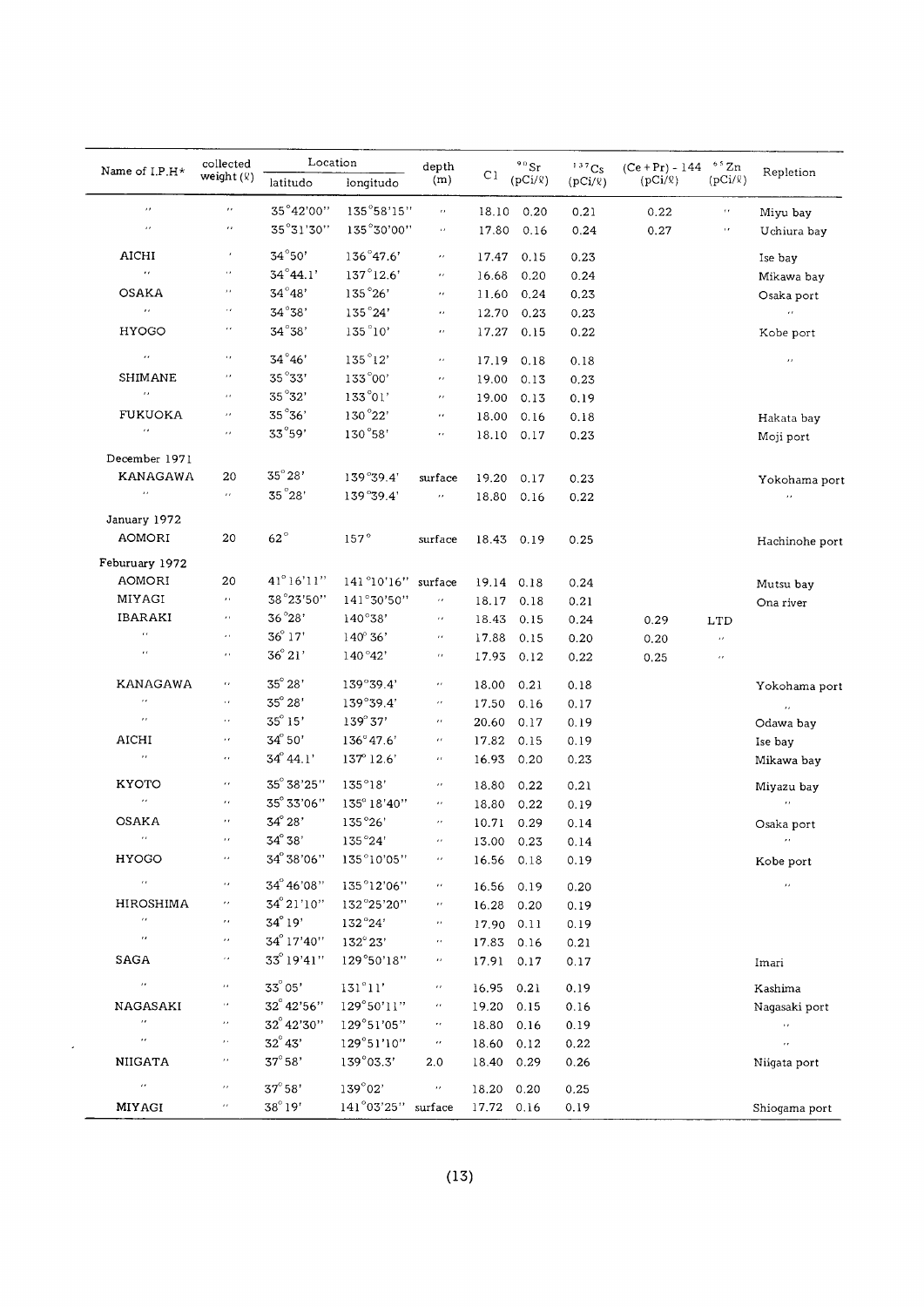| Name of I.P.H* | collected weight (ℓ) | Location | | depth (m) | Cl | $^{90}Sr$ (pCi/ℓ) | $^{137}Cs$ (pCi/ℓ) | (Ce+Pr) - 144 (pCi/ℓ) | $^{65}Zn$ (pCi/ℓ) | Repletion |
|---|---|---|---|---|---|---|---|---|---|---|
| | | latitudo | longitudo | | | | | | | |
| 〃 | 〃 | 35°42'00" | 135°58'15" | 〃 | 18.10 | 0.20 | 0.21 | 0.22 | 〃 | Miyu bay |
| 〃 | 〃 | 35°31'30" | 135°30'00" | 〃 | 17.80 | 0.16 | 0.24 | 0.27 | 〃 | Uchiura bay |
| AICHI | 〃 | 34°50' | 136°47.6' | 〃 | 17.47 | 0.15 | 0.23 | | | Ise bay |
| 〃 | 〃 | 34°44.1' | 137°12.6' | 〃 | 16.68 | 0.20 | 0.24 | | | Mikawa bay |
| OSAKA | 〃 | 34°48' | 135°26' | 〃 | 11.60 | 0.24 | 0.23 | | | Osaka port |
| 〃 | 〃 | 34°38' | 135°24' | 〃 | 12.70 | 0.23 | 0.23 | | | 〃 |
| HYOGO | 〃 | 34°38' | 135°10' | 〃 | 17.27 | 0.15 | 0.22 | | | Kobe port |
| 〃 | 〃 | 34°46' | 135°12' | 〃 | 17.19 | 0.18 | 0.18 | | | 〃 |
| SHIMANE | 〃 | 35°33' | 133°00' | 〃 | 19.00 | 0.13 | 0.23 | | | |
| 〃 | 〃 | 35°32' | 133°01' | 〃 | 19.00 | 0.13 | 0.19 | | | |
| FUKUOKA | 〃 | 35°36' | 130°22' | 〃 | 18.00 | 0.16 | 0.18 | | | Hakata bay |
| 〃 | 〃 | 33°59' | 130°58' | 〃 | 18.10 | 0.17 | 0.23 | | | Moji port |
| December 1971 | | | | | | | | | | |
| KANAGAWA | 20 | 35°28' | 139°39.4' | surface | 19.20 | 0.17 | 0.23 | | | Yokohama port |
| 〃 | 〃 | 35°28' | 139°39.4' | 〃 | 18.80 | 0.16 | 0.22 | | | 〃 |
| January 1972 | | | | | | | | | | |
| AOMORI | 20 | 62° | 157° | surface | 18.43 | 0.19 | 0.25 | | | Hachinohe port |
| Feburuary 1972 | | | | | | | | | | |
| AOMORI | 20 | 41°16'11" | 141°10'16" | surface | 19.14 | 0.18 | 0.24 | | | Mutsu bay |
| MIYAGI | 〃 | 38°23'50" | 141°30'50" | 〃 | 18.17 | 0.18 | 0.21 | | | Ona river |
| IBARAKI | 〃 | 36°28' | 140°38' | 〃 | 18.43 | 0.15 | 0.24 | 0.29 | LTD | |
| 〃 | 〃 | 36°17' | 140°36' | 〃 | 17.88 | 0.15 | 0.20 | 0.20 | 〃 | |
| 〃 | 〃 | 36°21' | 140°42' | 〃 | 17.93 | 0.12 | 0.22 | 0.25 | 〃 | |
| KANAGAWA | 〃 | 35°28' | 139°39.4' | 〃 | 18.00 | 0.21 | 0.18 | | | Yokohama port |
| 〃 | 〃 | 35°28' | 139°39.4' | 〃 | 17.50 | 0.16 | 0.17 | | | 〃 |
| 〃 | 〃 | 35°15' | 139°37' | 〃 | 20.60 | 0.17 | 0.19 | | | Odawa bay |
| AICHI | 〃 | 34°50' | 136°47.6' | 〃 | 17.82 | 0.15 | 0.19 | | | Ise bay |
| 〃 | 〃 | 34°44.1' | 137°12.6' | 〃 | 16.93 | 0.20 | 0.23 | | | Mikawa bay |
| KYOTO | 〃 | 35°38'25" | 135°18' | 〃 | 18.80 | 0.22 | 0.21 | | | Miyazu bay |
| 〃 | 〃 | 35°33'06" | 135°18'40" | 〃 | 18.80 | 0.22 | 0.19 | | | 〃 |
| OSAKA | 〃 | 34°28' | 135°26' | 〃 | 10.71 | 0.29 | 0.14 | | | Osaka port |
| 〃 | 〃 | 34°38' | 135°24' | 〃 | 13.00 | 0.23 | 0.14 | | | 〃 |
| HYOGO | 〃 | 34°38'06" | 135°10'05" | 〃 | 16.56 | 0.18 | 0.19 | | | Kobe port |
| 〃 | 〃 | 34°46'08" | 135°12'06" | 〃 | 16.56 | 0.19 | 0.20 | | | 〃 |
| HIROSHIMA | 〃 | 34°21'10" | 132°25'20" | 〃 | 16.28 | 0.20 | 0.19 | | | |
| 〃 | 〃 | 34°19' | 132°24' | 〃 | 17.90 | 0.11 | 0.19 | | | |
| 〃 | 〃 | 34°17'40" | 132°23' | 〃 | 17.83 | 0.16 | 0.21 | | | |
| SAGA | 〃 | 33°19'41" | 129°50'18" | 〃 | 17.91 | 0.17 | 0.17 | | | Imari |
| 〃 | 〃 | 33°05' | 131°11' | 〃 | 16.95 | 0.21 | 0.19 | | | Kashima |
| NAGASAKI | 〃 | 32°42'56" | 129°50'11" | 〃 | 19.20 | 0.15 | 0.16 | | | Nagasaki port |
| 〃 | 〃 | 32°42'30" | 129°51'05" | 〃 | 18.80 | 0.16 | 0.19 | | | 〃 |
| 〃 | 〃 | 32°43' | 129°51'10" | 〃 | 18.60 | 0.12 | 0.22 | | | 〃 |
| NIIGATA | 〃 | 37°58' | 139°03.3' | 2.0 | 18.40 | 0.29 | 0.26 | | | Niigata port |
| 〃 | 〃 | 37°58' | 139°02' | 〃 | 18.20 | 0.20 | 0.25 | | | |
| MIYAGI | 〃 | 38°19' | 141°03'25" | surface | 17.72 | 0.16 | 0.19 | | | Shiogama port |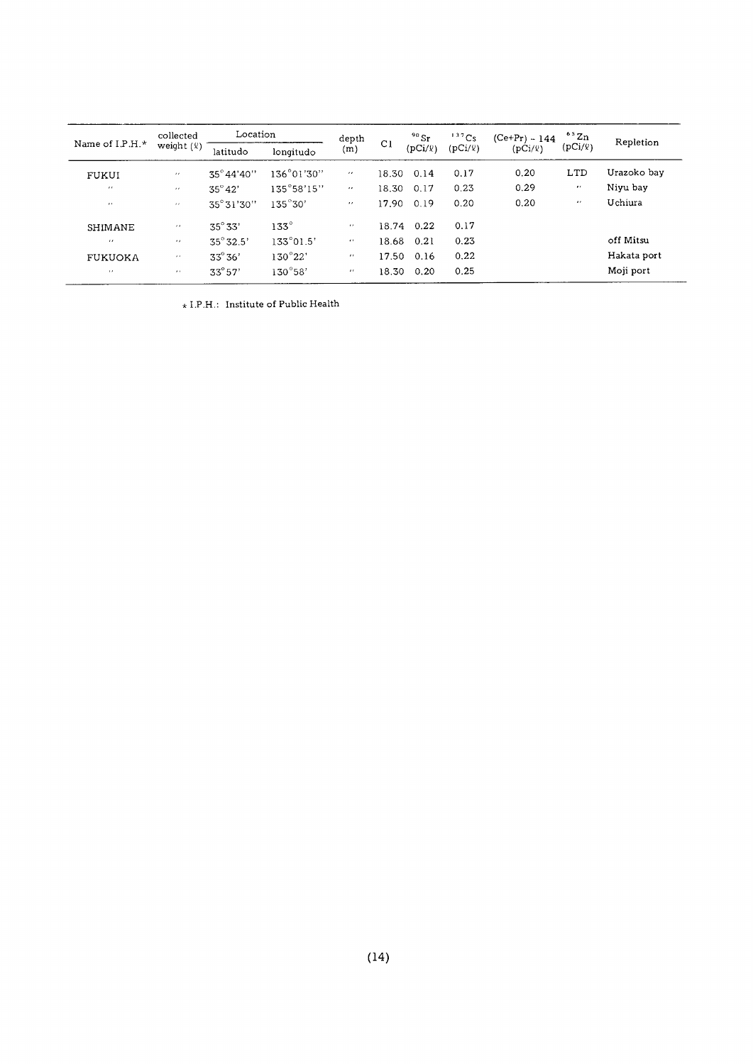| Name of I.P.H.* | collected weight (ℓ) | Location | | depth (m) | Cl | $^{90}Sr$ (pCi/ℓ) | $^{137}Cs$ (pCi/ℓ) | (Ce+Pr) – 144 (pCi/ℓ) | $^{65}Zn$ (pCi/ℓ) | Repletion |
|---|---|---|---|---|---|---|---|---|---|---|
| | | latitudo | longitudo | | | | | | | |
| FUKUI | 〃 | 35°44'40" | 136°01'30" | 〃 | 18.30 | 0.14 | 0.17 | 0.20 | LTD | Urazoko bay |
| 〃 | 〃 | 35°42' | 135°58'15" | 〃 | 18.30 | 0.17 | 0.23 | 0.29 | 〃 | Niyu bay |
| 〃 | 〃 | 35°31'30" | 135°30' | 〃 | 17.90 | 0.19 | 0.20 | 0.20 | 〃 | Uchiura |
| SHIMANE | 〃 | 35°33' | 133° | 〃 | 18.74 | 0.22 | 0.17 | | | |
| 〃 | 〃 | 35°32.5' | 133°01.5' | 〃 | 18.68 | 0.21 | 0.23 | | | off Mitsu |
| FUKUOKA | 〃 | 33°36' | 130°22' | 〃 | 17.50 | 0.16 | 0.22 | | | Hakata port |
| 〃 | 〃 | 33°57' | 130°58' | 〃 | 18.30 | 0.20 | 0.25 | | | Moji port |

* I.P.H.: Institute of Public Health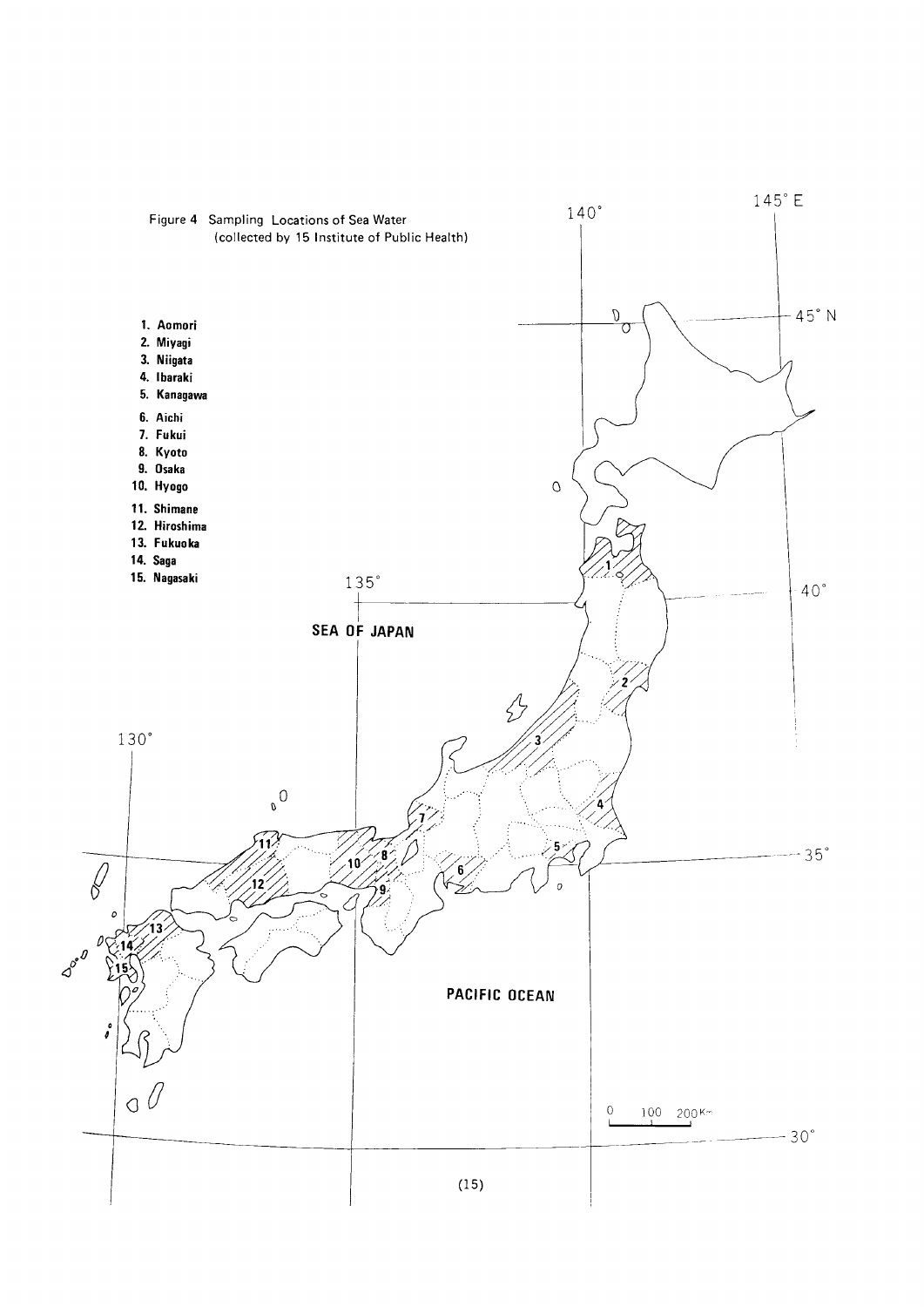Figure 4 Sampling Locations of Sea Water
(collected by 15 Institute of Public Health)

1. Aomori
2. Miyagi
3. Niigata
4. Ibaraki
5. Kanagawa
6. Aichi
7. Fukui
8. Kyoto
9. Osaka
10. Hyogo
11. Shimane
12. Hiroshima
13. Fukuoka
14. Saga
15. Nagasaki

SEA OF JAPAN

PACIFIC OCEAN

145° E

140°

135°

130°

45° N

40°

35°

30°

0 100 200 Km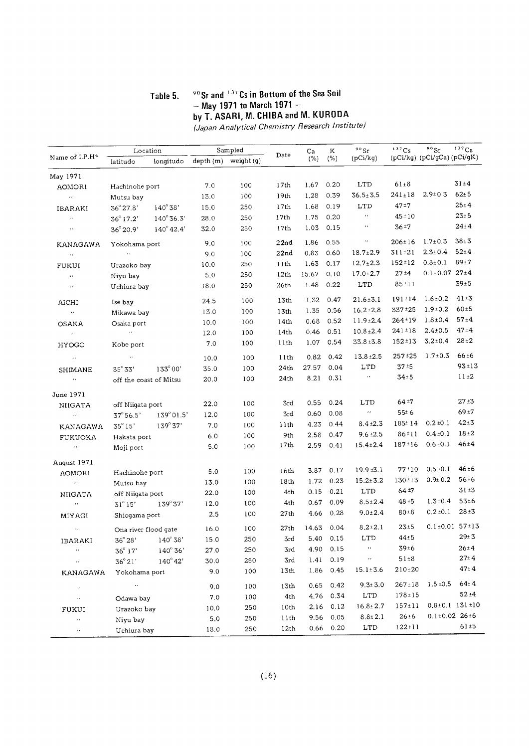# Table 5. $^{90}Sr$ and $^{137}Cs$ in Bottom of the Sea Soil – May 1971 to March 1971 – by T. ASARI, M. CHIBA and M. KURODA

*(Japan Analytical Chemistry Research Institute)*

| Name of I.P.H* | Location | | Sampled | | Date | Ca (%) | K (%) | $^{90}Sr$ (pCi/kg) | $^{137}Cs$ (pCi/kg) | $^{90}Sr$ (pCi/gCa) | $^{137}Cs$ (pCi/gK) |
|---|---|---|---|---|---|---|---|---|---|---|---|
| | latitudo | longitudo | depth (m) | weight (g) | | | | | | | |
| May 1971 | | | | | | | | | | | |
| AOMORI | Hachinohe port | | 7.0 | 100 | 17th | 1.67 | 0.20 | LTD | 61±8 | | 31±4 |
| 〃 | Mutsu bay | | 13.0 | 100 | 19th | 1.28 | 0.39 | 36.5±3.5 | 241±18 | 2.9±0.3 | 62±5 |
| IBARAKI | 36°27.8' | 140°38' | 15.0 | 250 | 17th | 1.68 | 0.19 | LTD | 47±7 | | 25±4 |
| 〃 | 36°17.2' | 140°36.3' | 28.0 | 250 | 17th | 1.75 | 0.20 | 〃 | 45±10 | | 23±5 |
| 〃 | 36°20.9' | 140°42.4' | 32.0 | 250 | 17th | 1.03 | 0.15 | 〃 | 36±7 | | 24±4 |
| KANAGAWA | Yokohama port | | 9.0 | 100 | 22nd | 1.86 | 0.55 | 〃 | 206±16 | 1.7±0.3 | 38±3 |
| 〃 | 〃 | | 9.0 | 100 | 22nd | 0.83 | 0.60 | 18.7±2.9 | 311±21 | 2.3±0.4 | 52±4 |
| FUKUI | Urazoko bay | | 10.0 | 250 | 11th | 1.63 | 0.17 | 12.7±2.3 | 152±12 | 0.8±0.1 | 89±7 |
| 〃 | Niyu bay | | 5.0 | 250 | 12th | 15.67 | 0.10 | 17.0±2.7 | 27±4 | 0.1±0.07 | 27±4 |
| 〃 | Uchiura bay | | 18.0 | 250 | 26th | 1.48 | 0.22 | LTD | 85±11 | | 39±5 |
| AICHI | Ise bay | | 24.5 | 100 | 13th | 1.32 | 0.47 | 21.6±3.1 | 191±14 | 1.6±0.2 | 41±3 |
| 〃 | Mikawa bay | | 13.0 | 100 | 13th | 1.35 | 0.56 | 16.2±2.8 | 337±25 | 1.9±0.2 | 60±5 |
| OSAKA | Osaka port | | 10.0 | 100 | 14th | 0.68 | 0.52 | 11.9±2.4 | 264±19 | 1.8±0.4 | 57±4 |
| 〃 | 〃 | | 12.0 | 100 | 14th | 0.46 | 0.51 | 10.8±2.4 | 241±18 | 2.4±0.5 | 47±4 |
| HYOGO | Kobe port | | 7.0 | 100 | 11th | 1.07 | 0.54 | 33.8±3.8 | 152±13 | 3.2±0.4 | 28±2 |
| 〃 | 〃 | | 10.0 | 100 | 11th | 0.82 | 0.42 | 13.8±2.5 | 257±25 | 1.7±0.3 | 66±6 |
| SHIMANE | 35°33' | 133°00' | 35.0 | 100 | 24th | 27.57 | 0.04 | LTD | 37±5 | | 93±13 |
| 〃 | off the coast of Mitsu | | 20.0 | 100 | 24th | 8.21 | 0.31 | 〃 | 34±5 | | 11±2 |
| June 1971 | | | | | | | | | | | |
| NIIGATA | off Niigata port | | 22.0 | 100 | 3rd | 0.55 | 0.24 | LTD | 64±7 | | 27±3 |
| 〃 | 37°56.5' | 139°01.5' | 12.0 | 100 | 3rd | 0.60 | 0.08 | 〃 | 55±6 | | 69±7 |
| KANAGAWA | 35°15' | 139°37' | 7.0 | 100 | 11th | 4.23 | 0.44 | 8.4±2.3 | 185±14 | 0.2±0.1 | 42±3 |
| FUKUOKA | Hakata port | | 6.0 | 100 | 9th | 2.58 | 0.47 | 9.6±2.5 | 86±11 | 0.4±0.1 | 18±2 |
| 〃 | Moji port | | 5.0 | 100 | 17th | 2.59 | 0.41 | 15.4±2.4 | 187±16 | 0.6±0.1 | 46±4 |
| August 1971 | | | | | | | | | | | |
| AOMORI | Hachinohe port | | 5.0 | 100 | 16th | 3.87 | 0.17 | 19.9±3.1 | 77±10 | 0.5±0.1 | 46±6 |
| 〃 | Mutsu bay | | 13.0 | 100 | 18th | 1.72 | 0.23 | 15.2±3.2 | 130±13 | 0.9±0.2 | 56±6 |
| NIIGATA | off Niigata port | | 22.0 | 100 | 4th | 0.15 | 0.21 | LTD | 64±7 | | 31±3 |
| 〃 | 31°15' | 139°37' | 12.0 | 100 | 4th | 0.67 | 0.09 | 8.5±2.4 | 48±5 | 1.3±0.4 | 53±6 |
| MIYAGI | Shiogama port | | 2.5 | 100 | 27th | 4.66 | 0.28 | 9.0±2.4 | 80±8 | 0.2±0.1 | 28±3 |
| 〃 | Ona river flood gate | | 16.0 | 100 | 27th | 14.63 | 0.04 | 8.2±2.1 | 23±5 | 0.1±0.01 | 57±13 |
| IBARAKI | 36°28' | 140°38' | 15.0 | 250 | 3rd | 5.40 | 0.15 | LTD | 44±5 | | 29±3 |
| 〃 | 36°17' | 140°36' | 27.0 | 250 | 3rd | 4.90 | 0.15 | 〃 | 39±6 | | 26±4 |
| 〃 | 36°21' | 140°42' | 30.0 | 250 | 3rd | 1.41 | 0.19 | 〃 | 51±8 | | 27±4 |
| KANAGAWA | Yokohama port | | 9.0 | 100 | 13th | 1.86 | 0.45 | 15.1±3.6 | 210±20 | | 47±4 |
| 〃 | 〃 | | 9.0 | 100 | 13th | 0.65 | 0.42 | 9.3±3.0 | 267±18 | 1.5±0.5 | 64±4 |
| 〃 | Odawa bay | | 7.0 | 100 | 4th | 4.76 | 0.34 | LTD | 178±15 | | 52±4 |
| FUKUI | Urazoko bay | | 10.0 | 250 | 10th | 2.16 | 0.12 | 16.8±2.7 | 157±11 | 0.8±0.1 | 131±10 |
| 〃 | Niyu bay | | 5.0 | 250 | 11th | 9.56 | 0.05 | 8.8±2.1 | 26±6 | 0.1±0.02 | 26±6 |
| 〃 | Uchiura bay | | 18.0 | 250 | 12th | 0.66 | 0.20 | LTD | 122±11 | | 61±5 |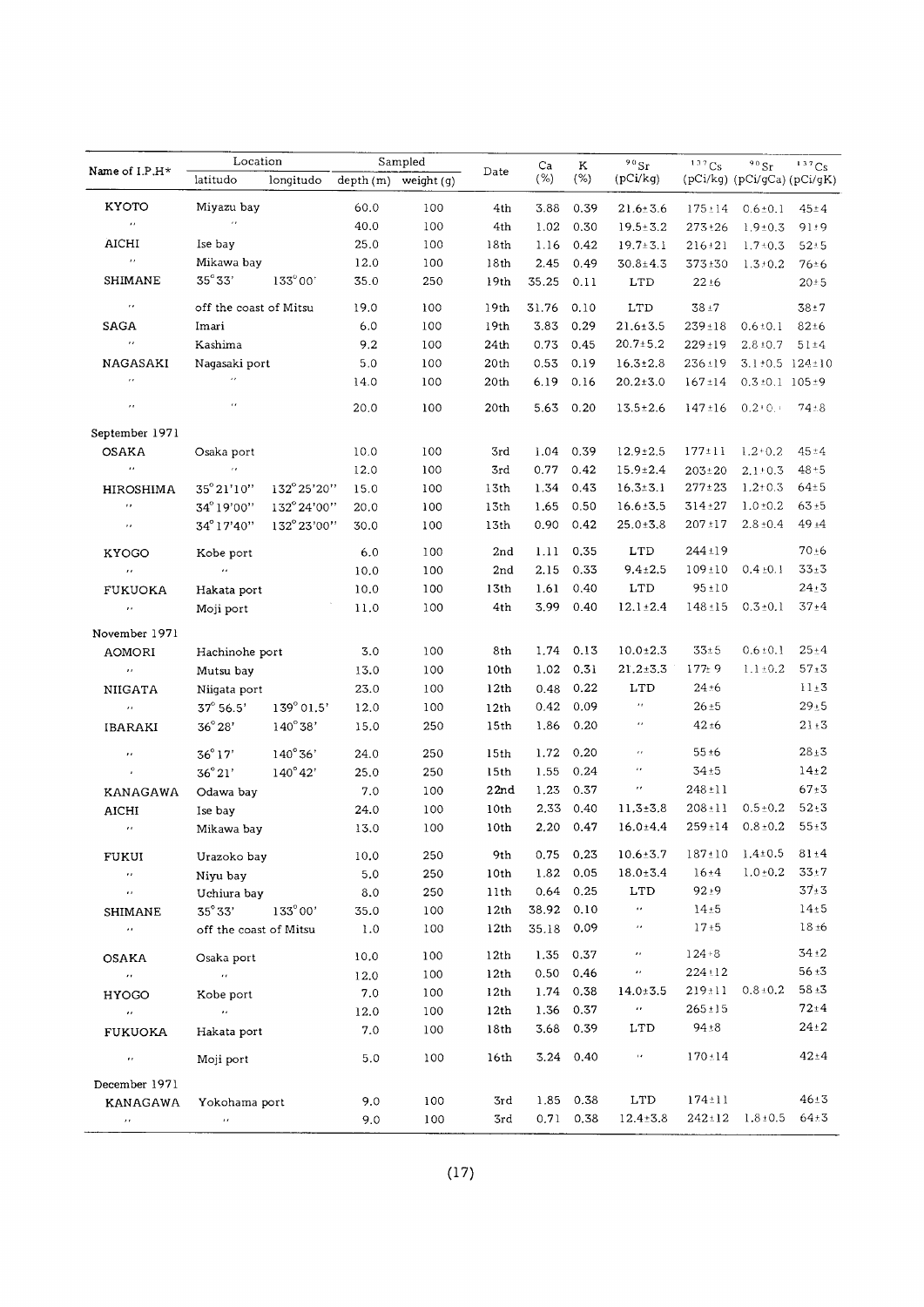| Name of I.P.H* | Location | | Sampled | | Date | Ca (%) | K (%) | $^{90}Sr$ (pCi/kg) | $^{137}Cs$ (pCi/kg) | $^{90}Sr$ (pCi/gCa) | $^{137}Cs$ (pCi/gK) |
|---|---|---|---|---|---|---|---|---|---|---|---|
| | latitudo | longitudo | depth (m) | weight (g) | | | | | | | |
| KYOTO | Miyazu bay | | 60.0 | 100 | 4th | 3.88 | 0.39 | 21.6±3.6 | 175±14 | 0.6±0.1 | 45±4 |
| 〃 | 〃 | | 40.0 | 100 | 4th | 1.02 | 0.30 | 19.5±3.2 | 273±26 | 1.9±0.3 | 91±9 |
| AICHI | Ise bay | | 25.0 | 100 | 18th | 1.16 | 0.42 | 19.7±3.1 | 216±21 | 1.7±0.3 | 52±5 |
| 〃 | Mikawa bay | | 12.0 | 100 | 18th | 2.45 | 0.49 | 30.8±4.3 | 373±30 | 1.3±0.2 | 76±6 |
| SHIMANE | 35°33' | 133°00' | 35.0 | 250 | 19th | 35.25 | 0.11 | LTD | 22±6 | | 20±5 |
| 〃 | off the coast of Mitsu | | 19.0 | 100 | 19th | 31.76 | 0.10 | LTD | 38±7 | | 38±7 |
| SAGA | Imari | | 6.0 | 100 | 19th | 3.83 | 0.29 | 21.6±3.5 | 239±18 | 0.6±0.1 | 82±6 |
| 〃 | Kashima | | 9.2 | 100 | 24th | 0.73 | 0.45 | 20.7±5.2 | 229±19 | 2.8±0.7 | 51±4 |
| NAGASAKI | Nagasaki port | | 5.0 | 100 | 20th | 0.53 | 0.19 | 16.3±2.8 | 236±19 | 3.1±0.5 | 124±10 |
| 〃 | 〃 | | 14.0 | 100 | 20th | 6.19 | 0.16 | 20.2±3.0 | 167±14 | 0.3±0.1 | 105±9 |
| 〃 | 〃 | | 20.0 | 100 | 20th | 5.63 | 0.20 | 13.5±2.6 | 147±16 | 0.2±0.1 | 74±8 |
| September 1971 | | | | | | | | | | | |
| OSAKA | Osaka port | | 10.0 | 100 | 3rd | 1.04 | 0.39 | 12.9±2.5 | 177±11 | 1.2±0.2 | 45±4 |
| 〃 | 〃 | | 12.0 | 100 | 3rd | 0.77 | 0.42 | 15.9±2.4 | 203±20 | 2.1±0.3 | 48±5 |
| HIROSHIMA | 35°21'10" | 132°25'20" | 15.0 | 100 | 13th | 1.34 | 0.43 | 16.3±3.1 | 277±23 | 1.2±0.3 | 64±5 |
| 〃 | 34°19'00" | 132°24'00" | 20.0 | 100 | 13th | 1.65 | 0.50 | 16.6±3.5 | 314±27 | 1.0±0.2 | 63±5 |
| 〃 | 34°17'40" | 132°23'00" | 30.0 | 100 | 13th | 0.90 | 0.42 | 25.0±3.8 | 207±17 | 2.8±0.4 | 49±4 |
| KYOGO | Kobe port | | 6.0 | 100 | 2nd | 1.11 | 0.35 | LTD | 244±19 | | 70±6 |
| 〃 | 〃 | | 10.0 | 100 | 2nd | 2.15 | 0.33 | 9.4±2.5 | 109±10 | 0.4±0.1 | 33±3 |
| FUKUOKA | Hakata port | | 10.0 | 100 | 13th | 1.61 | 0.40 | LTD | 95±10 | | 24±3 |
| 〃 | Moji port | | 11.0 | 100 | 4th | 3.99 | 0.40 | 12.1±2.4 | 148±15 | 0.3±0.1 | 37±4 |
| November 1971 | | | | | | | | | | | |
| AOMORI | Hachinohe port | | 3.0 | 100 | 8th | 1.74 | 0.13 | 10.0±2.3 | 33±5 | 0.6±0.1 | 25±4 |
| 〃 | Mutsu bay | | 13.0 | 100 | 10th | 1.02 | 0.31 | 21.2±3.3 | 177±9 | 1.1±0.2 | 57±3 |
| NIIGATA | Niigata port | | 23.0 | 100 | 12th | 0.48 | 0.22 | LTD | 24±6 | | 11±3 |
| 〃 | 37°56.5' | 139°01.5' | 12.0 | 100 | 12th | 0.42 | 0.09 | 〃 | 26±5 | | 29±5 |
| IBARAKI | 36°28' | 140°38' | 15.0 | 250 | 15th | 1.86 | 0.20 | 〃 | 42±6 | | 21±3 |
| 〃 | 36°17' | 140°36' | 24.0 | 250 | 15th | 1.72 | 0.20 | 〃 | 55±6 | | 28±3 |
| 〃 | 36°21' | 140°42' | 25.0 | 250 | 15th | 1.55 | 0.24 | 〃 | 34±5 | | 14±2 |
| KANAGAWA | Odawa bay | | 7.0 | 100 | 22nd | 1.23 | 0.37 | 〃 | 248±11 | | 67±3 |
| AICHI | Ise bay | | 24.0 | 100 | 10th | 2.33 | 0.40 | 11.3±3.8 | 208±11 | 0.5±0.2 | 52±3 |
| 〃 | Mikawa bay | | 13.0 | 100 | 10th | 2.20 | 0.47 | 16.0±4.4 | 259±14 | 0.8±0.2 | 55±3 |
| FUKUI | Urazoko bay | | 10.0 | 250 | 9th | 0.75 | 0.23 | 10.6±3.7 | 187±10 | 1.4±0.5 | 81±4 |
| 〃 | Niyu bay | | 5.0 | 250 | 10th | 1.82 | 0.05 | 18.0±3.4 | 16±4 | 1.0±0.2 | 33±7 |
| 〃 | Uchiura bay | | 8.0 | 250 | 11th | 0.64 | 0.25 | LTD | 92±9 | | 37±3 |
| SHIMANE | 35°33' | 133°00' | 35.0 | 100 | 12th | 38.92 | 0.10 | 〃 | 14±5 | | 14±5 |
| 〃 | off the coast of Mitsu | | 1.0 | 100 | 12th | 35.18 | 0.09 | 〃 | 17±5 | | 18±6 |
| OSAKA | Osaka port | | 10.0 | 100 | 12th | 1.35 | 0.37 | 〃 | 124±8 | | 34±2 |
| 〃 | 〃 | | 12.0 | 100 | 12th | 0.50 | 0.46 | 〃 | 224±12 | | 56±3 |
| HYOGO | Kobe port | | 7.0 | 100 | 12th | 1.74 | 0.38 | 14.0±3.5 | 219±11 | 0.8±0.2 | 58±3 |
| 〃 | 〃 | | 12.0 | 100 | 12th | 1.36 | 0.37 | 〃 | 265±15 | | 72±4 |
| FUKUOKA | Hakata port | | 7.0 | 100 | 18th | 3.68 | 0.39 | LTD | 94±8 | | 24±2 |
| 〃 | Moji port | | 5.0 | 100 | 16th | 3.24 | 0.40 | 〃 | 170±14 | | 42±4 |
| December 1971 | | | | | | | | | | | |
| KANAGAWA | Yokohama port | | 9.0 | 100 | 3rd | 1.85 | 0.38 | LTD | 174±11 | | 46±3 |
| 〃 | 〃 | | 9.0 | 100 | 3rd | 0.71 | 0.38 | 12.4±3.8 | 242±12 | 1.8±0.5 | 64±3 |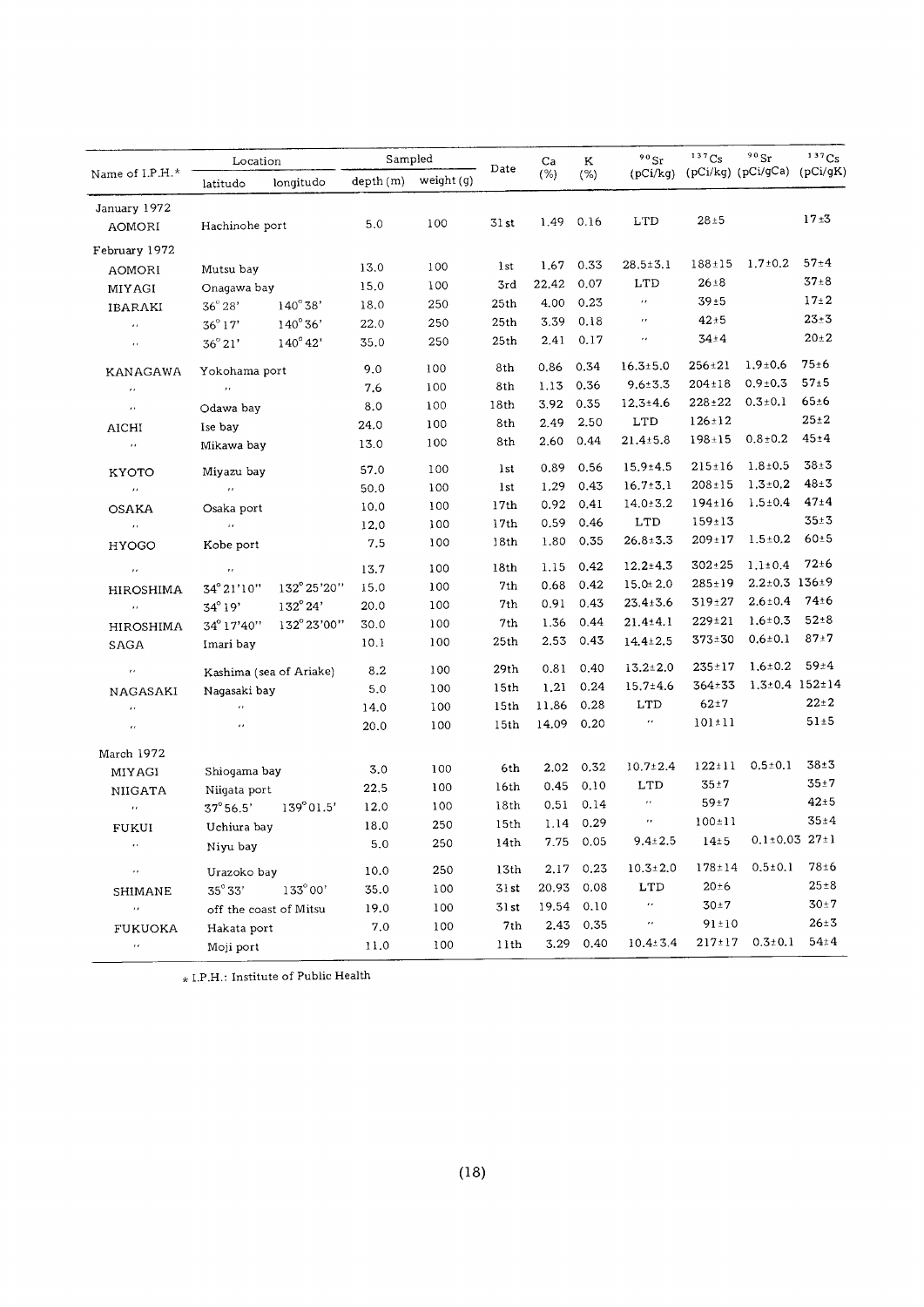| Name of I.P.H.* | Location | | Sampled | | Date | Ca (%) | K (%) | $^{90}Sr$ (pCi/kg) | $^{137}Cs$ (pCi/kg) | $^{90}Sr$ (pCi/gCa) | $^{137}Cs$ (pCi/gK) |
|---|---|---|---|---|---|---|---|---|---|---|---|
| | latitudo | longitudo | depth (m) | weight (g) | | | | | | | |
| January 1972 | | | | | | | | | | | |
| AOMORI | Hachinohe port | | 5.0 | 100 | 31st | 1.49 | 0.16 | LTD | 28±5 | | 17±3 |
| February 1972 | | | | | | | | | | | |
| AOMORI | Mutsu bay | | 13.0 | 100 | 1st | 1.67 | 0.33 | 28.5±3.1 | 188±15 | 1.7±0.2 | 57±4 |
| MIYAGI | Onagawa bay | | 15.0 | 100 | 3rd | 22.42 | 0.07 | LTD | 26±8 | | 37±8 |
| IBARAKI | 36°28' | 140°38' | 18.0 | 250 | 25th | 4.00 | 0.23 | 〃 | 39±5 | | 17±2 |
| 〃 | 36°17' | 140°36' | 22.0 | 250 | 25th | 3.39 | 0.18 | 〃 | 42±5 | | 23±3 |
| 〃 | 36°21' | 140°42' | 35.0 | 250 | 25th | 2.41 | 0.17 | 〃 | 34±4 | | 20±2 |
| KANAGAWA | Yokohama port | | 9.0 | 100 | 8th | 0.86 | 0.34 | 16.3±5.0 | 256±21 | 1.9±0.6 | 75±6 |
| 〃 | 〃 | | 7.6 | 100 | 8th | 1.13 | 0.36 | 9.6±3.3 | 204±18 | 0.9±0.3 | 57±5 |
| 〃 | Odawa bay | | 8.0 | 100 | 18th | 3.92 | 0.35 | 12.3±4.6 | 228±22 | 0.3±0.1 | 65±6 |
| AICHI | Ise bay | | 24.0 | 100 | 8th | 2.49 | 2.50 | LTD | 126±12 | | 25±2 |
| 〃 | Mikawa bay | | 13.0 | 100 | 8th | 2.60 | 0.44 | 21.4±5.8 | 198±15 | 0.8±0.2 | 45±4 |
| KYOTO | Miyazu bay | | 57.0 | 100 | 1st | 0.89 | 0.56 | 15.9±4.5 | 215±16 | 1.8±0.5 | 38±3 |
| 〃 | 〃 | | 50.0 | 100 | 1st | 1.29 | 0.43 | 16.7±3.1 | 208±15 | 1.3±0.2 | 48±3 |
| OSAKA | Osaka port | | 10.0 | 100 | 17th | 0.92 | 0.41 | 14.0±3.2 | 194±16 | 1.5±0.4 | 47±4 |
| 〃 | 〃 | | 12.0 | 100 | 17th | 0.59 | 0.46 | LTD | 159±13 | | 35±3 |
| HYOGO | Kobe port | | 7.5 | 100 | 18th | 1.80 | 0.35 | 26.8±3.3 | 209±17 | 1.5±0.2 | 60±5 |
| 〃 | 〃 | | 13.7 | 100 | 18th | 1.15 | 0.42 | 12.2±4.3 | 302±25 | 1.1±0.4 | 72±6 |
| HIROSHIMA | 34°21'10" | 132°25'20" | 15.0 | 100 | 7th | 0.68 | 0.42 | 15.0±2.0 | 285±19 | 2.2±0.3 | 136±9 |
| 〃 | 34°19' | 132°24' | 20.0 | 100 | 7th | 0.91 | 0.43 | 23.4±3.6 | 319±27 | 2.6±0.4 | 74±6 |
| HIROSHIMA | 34°17'40" | 132°23'00" | 30.0 | 100 | 7th | 1.36 | 0.44 | 21.4±4.1 | 229±21 | 1.6±0.3 | 52±8 |
| SAGA | Imari bay | | 10.1 | 100 | 25th | 2.53 | 0.43 | 14.4±2.5 | 373±30 | 0.6±0.1 | 87±7 |
| 〃 | Kashima (sea of Ariake) | | 8.2 | 100 | 29th | 0.81 | 0.40 | 13.2±2.0 | 235±17 | 1.6±0.2 | 59±4 |
| NAGASAKI | Nagasaki bay | | 5.0 | 100 | 15th | 1.21 | 0.24 | 15.7±4.6 | 364±33 | 1.3±0.4 | 152±14 |
| 〃 | 〃 | | 14.0 | 100 | 15th | 11.86 | 0.28 | LTD | 62±7 | | 22±2 |
| 〃 | 〃 | | 20.0 | 100 | 15th | 14.09 | 0.20 | 〃 | 101±11 | | 51±5 |
| March 1972 | | | | | | | | | | | |
| MIYAGI | Shiogama bay | | 3.0 | 100 | 6th | 2.02 | 0.32 | 10.7±2.4 | 122±11 | 0.5±0.1 | 38±3 |
| NIIGATA | Niigata port | | 22.5 | 100 | 16th | 0.45 | 0.10 | LTD | 35±7 | | 35±7 |
| 〃 | 37°56.5' | 139°01.5' | 12.0 | 100 | 18th | 0.51 | 0.14 | 〃 | 59±7 | | 42±5 |
| FUKUI | Uchiura bay | | 18.0 | 250 | 15th | 1.14 | 0.29 | 〃 | 100±11 | | 35±4 |
| 〃 | Niyu bay | | 5.0 | 250 | 14th | 7.75 | 0.05 | 9.4±2.5 | 14±5 | 0.1±0.03 | 27±1 |
| 〃 | Urazoko bay | | 10.0 | 250 | 13th | 2.17 | 0.23 | 10.3±2.0 | 178±14 | 0.5±0.1 | 78±6 |
| SHIMANE | 35°33' | 133°00' | 35.0 | 100 | 31st | 20.93 | 0.08 | LTD | 20±6 | | 25±8 |
| 〃 | off the coast of Mitsu | | 19.0 | 100 | 31st | 19.54 | 0.10 | 〃 | 30±7 | | 30±7 |
| FUKUOKA | Hakata port | | 7.0 | 100 | 7th | 2.43 | 0.35 | 〃 | 91±10 | | 26±3 |
| 〃 | Moji port | | 11.0 | 100 | 11th | 3.29 | 0.40 | 10.4±3.4 | 217±17 | 0.3±0.1 | 54±4 |

* I.P.H.: Institute of Public Health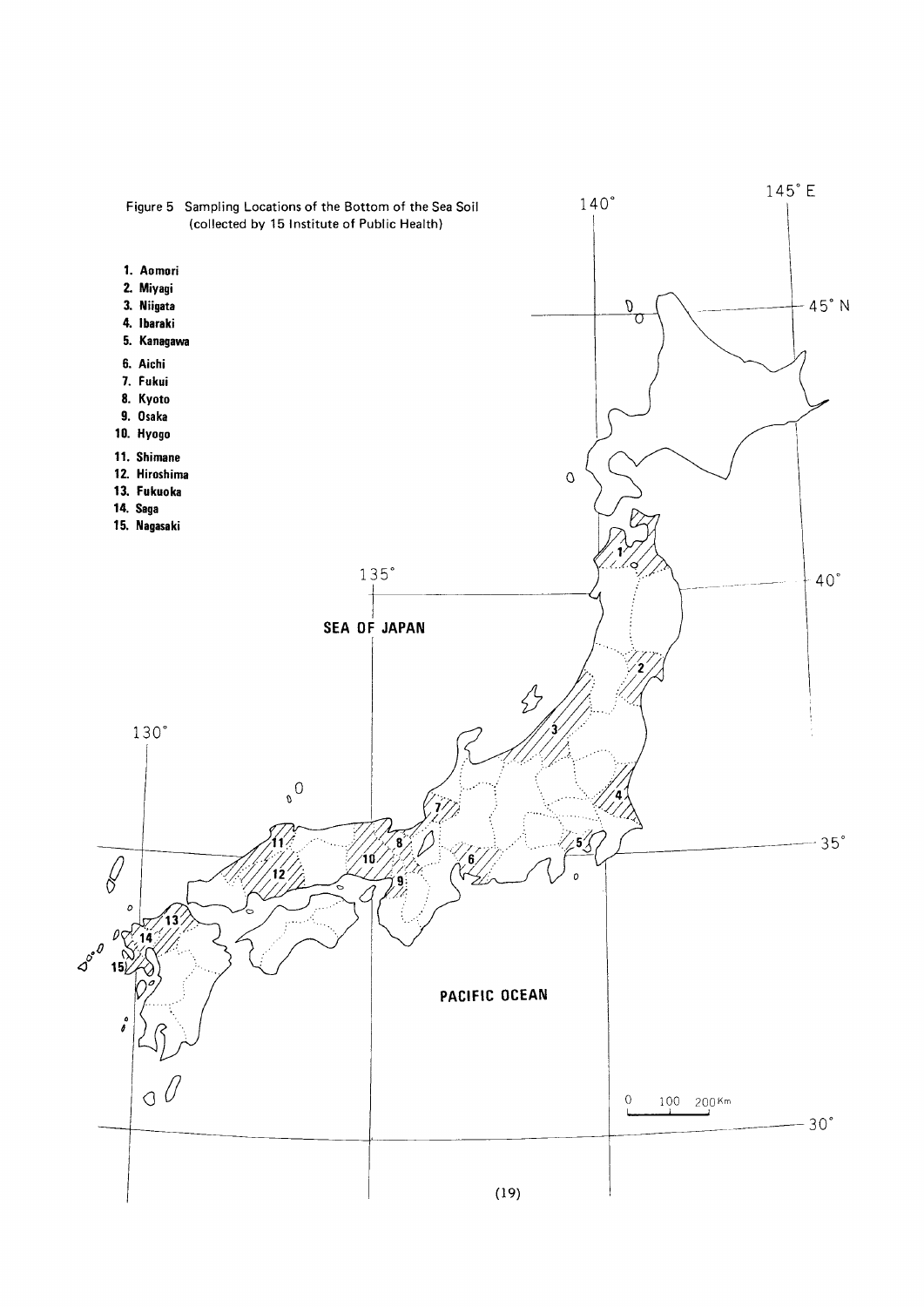Figure 5 Sampling Locations of the Bottom of the Sea Soil (collected by 15 Institute of Public Health)

1. Aomori
2. Miyagi
3. Niigata
4. Ibaraki
5. Kanagawa
6. Aichi
7. Fukui
8. Kyoto
9. Osaka
10. Hyogo
11. Shimane
12. Hiroshima
13. Fukuoka
14. Saga
15. Nagasaki

SEA OF JAPAN

PACIFIC OCEAN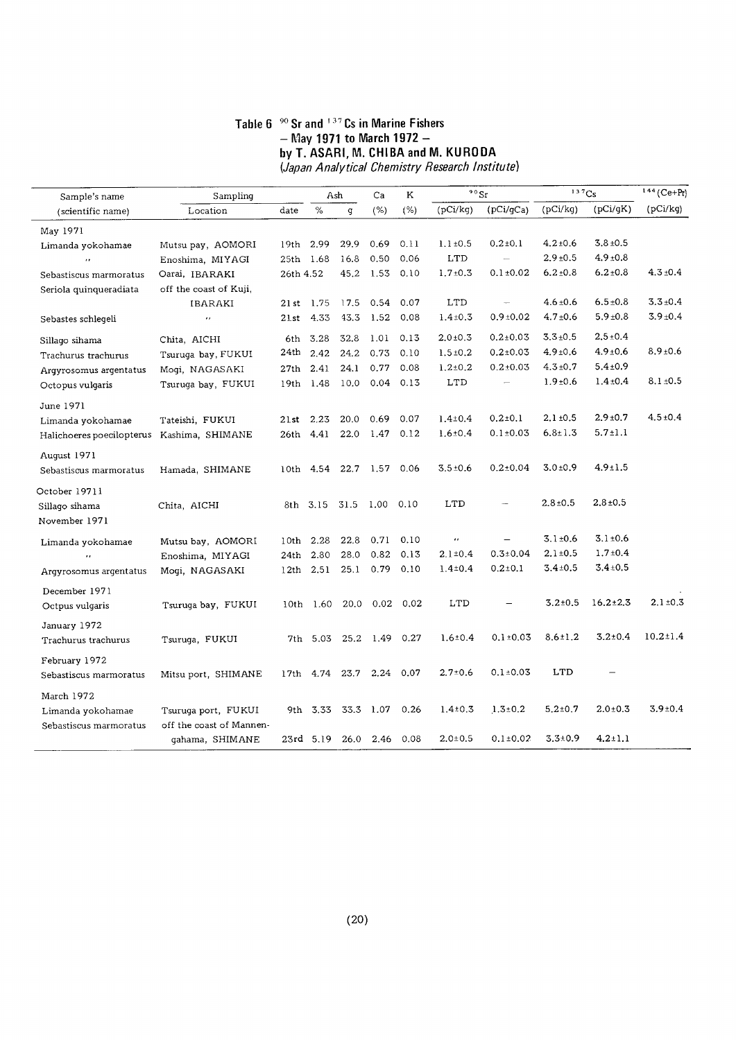## Table 6 $^{90}Sr$ and $^{137}Cs$ in Marine Fishers
### – May 1971 to March 1972 –
### by T. ASARI, M. CHIBA and M. KURODA
*(Japan Analytical Chemistry Research Institute)*

| Sample's name (scientific name) | Sampling Location | date | Ash % | Ash g | Ca (%) | K (%) | $^{90}Sr$ (pCi/kg) | $^{90}Sr$ (pCi/gCa) | $^{137}Cs$ (pCi/kg) | $^{137}Cs$ (pCi/gK) | $^{144}(Ce+Pr)$ (pCi/kg) |
|---|---|---|---|---|---|---|---|---|---|---|---|
| May 1971 | | | | | | | | | | | |
| Limanda yokohamae | Mutsu pay, AOMORI | 19th | 2.99 | 29.9 | 0.69 | 0.11 | 1.1±0.5 | 0.2±0.1 | 4.2±0.6 | 3.8±0.5 | |
| 〃 | Enoshima, MIYAGI | 25th | 1.68 | 16.8 | 0.50 | 0.06 | LTD | – | 2.9±0.5 | 4.9±0.8 | |
| Sebastiscus marmoratus | Oarai, IBARAKI | 26th | 4.52 | 45.2 | 1.53 | 0.10 | 1.7±0.3 | 0.1±0.02 | 6.2±0.8 | 6.2±0.8 | 4.3±0.4 |
| Seriola quinqueradiata | off the coast of Kuji, IBARAKI | 21st | 1.75 | 17.5 | 0.54 | 0.07 | LTD | – | 4.6±0.6 | 6.5±0.8 | 3.3±0.4 |
| Sebastes schlegeli | 〃 | 21st | 4.33 | 43.3 | 1.52 | 0.08 | 1.4±0.3 | 0.9±0.02 | 4.7±0.6 | 5.9±0.8 | 3.9±0.4 |
| Sillago sihama | Chita, AICHI | 6th | 3.28 | 32.8 | 1.01 | 0.13 | 2.0±0.3 | 0.2±0.03 | 3.3±0.5 | 2.5±0.4 | |
| Trachurus trachurus | Tsuruga bay, FUKUI | 24th | 2.42 | 24.2 | 0.73 | 0.10 | 1.5±0.2 | 0.2±0.03 | 4.9±0.6 | 4.9±0.6 | 8.9±0.6 |
| Argyrosomus argentatus | Mogi, NAGASAKI | 27th | 2.41 | 24.1 | 0.77 | 0.08 | 1.2±0.2 | 0.2±0.03 | 4.3±0.7 | 5.4±0.9 | |
| Octopus vulgaris | Tsuruga bay, FUKUI | 19th | 1.48 | 10.0 | 0.04 | 0.13 | LTD | – | 1.9±0.6 | 1.4±0.4 | 8.1±0.5 |
| June 1971 | | | | | | | | | | | |
| Limanda yokohamae | Tateishi, FUKUI | 21st | 2.23 | 20.0 | 0.69 | 0.07 | 1.4±0.4 | 0.2±0.1 | 2.1±0.5 | 2.9±0.7 | 4.5±0.4 |
| Halichoeres poecilopterus | Kashima, SHIMANE | 26th | 4.41 | 22.0 | 1.47 | 0.12 | 1.6±0.4 | 0.1±0.03 | 6.8±1.3 | 5.7±1.1 | |
| August 1971 | | | | | | | | | | | |
| Sebastiscus marmoratus | Hamada, SHIMANE | 10th | 4.54 | 22.7 | 1.57 | 0.06 | 3.5±0.6 | 0.2±0.04 | 3.0±0.9 | 4.9±1.5 | |
| October 19711 | | | | | | | | | | | |
| Sillago sihama | Chita, AICHI | 8th | 3.15 | 31.5 | 1.00 | 0.10 | LTD | – | 2.8±0.5 | 2.8±0.5 | |
| November 1971 | | | | | | | | | | | |
| Limanda yokohamae | Mutsu bay, AOMORI | 10th | 2.28 | 22.8 | 0.71 | 0.10 | 〃 | – | 3.1±0.6 | 3.1±0.6 | |
| 〃 | Enoshima, MIYAGI | 24th | 2.80 | 28.0 | 0.82 | 0.13 | 2.1±0.4 | 0.3±0.04 | 2.1±0.5 | 1.7±0.4 | |
| Argyrosomus argentatus | Mogi, NAGASAKI | 12th | 2.51 | 25.1 | 0.79 | 0.10 | 1.4±0.4 | 0.2±0.1 | 3.4±0.5 | 3.4±0.5 | |
| December 1971 | | | | | | | | | | | |
| Octpus vulgaris | Tsuruga bay, FUKUI | 10th | 1.60 | 20.0 | 0.02 | 0.02 | LTD | – | 3.2±0.5 | 16.2±2.3 | 2.1±0.3 |
| January 1972 | | | | | | | | | | | |
| Trachurus trachurus | Tsuruga, FUKUI | 7th | 5.03 | 25.2 | 1.49 | 0.27 | 1.6±0.4 | 0.1±0.03 | 8.6±1.2 | 3.2±0.4 | 10.2±1.4 |
| February 1972 | | | | | | | | | | | |
| Sebastiscus marmoratus | Mitsu port, SHIMANE | 17th | 4.74 | 23.7 | 2.24 | 0.07 | 2.7±0.6 | 0.1±0.03 | LTD | – | |
| March 1972 | | | | | | | | | | | |
| Limanda yokohamae | Tsuruga port, FUKUI | 9th | 3.33 | 33.3 | 1.07 | 0.26 | 1.4±0.3 | 1.3±0.2 | 5.2±0.7 | 2.0±0.3 | 3.9±0.4 |
| Sebastiscus marmoratus | off the coast of Mannen-gahama, SHIMANE | 23rd | 5.19 | 26.0 | 2.46 | 0.08 | 2.0±0.5 | 0.1±0.02 | 3.3±0.9 | 4.2±1.1 | |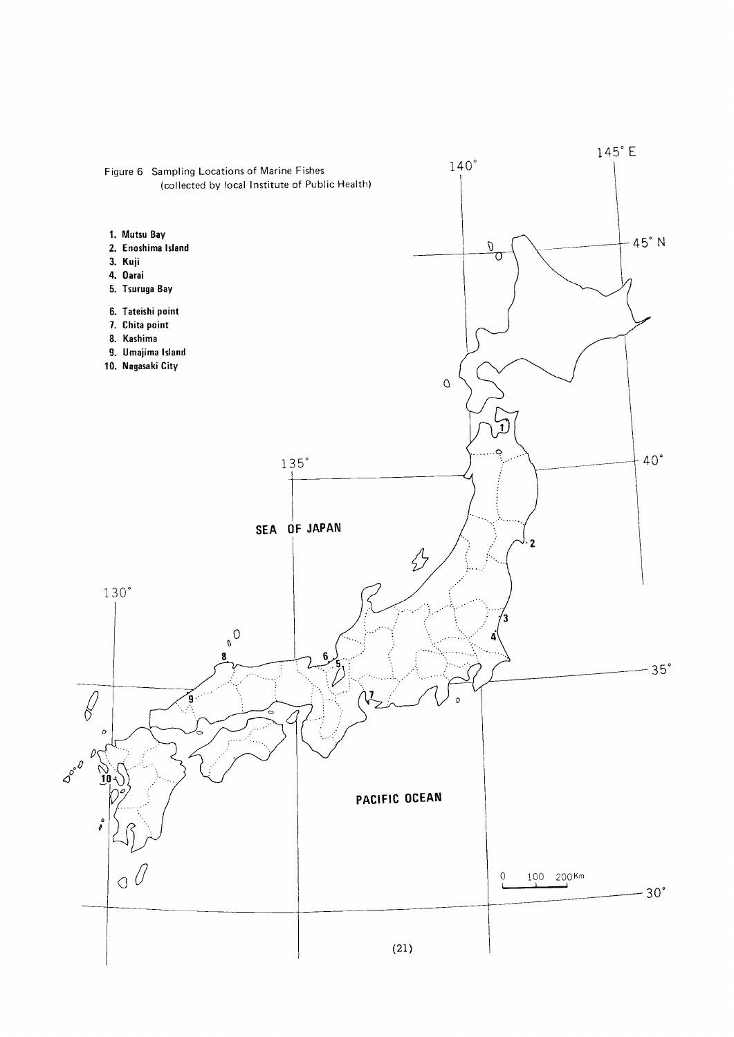Figure 6 Sampling Locations of Marine Fishes (collected by local Institute of Public Health)

1. Mutsu Bay
2. Enoshima Island
3. Kuji
4. Oarai
5. Tsuruga Bay
6. Tateishi point
7. Chita point
8. Kashima
9. Umajima Island
10. Nagasaki City

SEA OF JAPAN

PACIFIC OCEAN

145° E 140° 135° 130°

45° N 40° 35° 30°

0 100 200 Km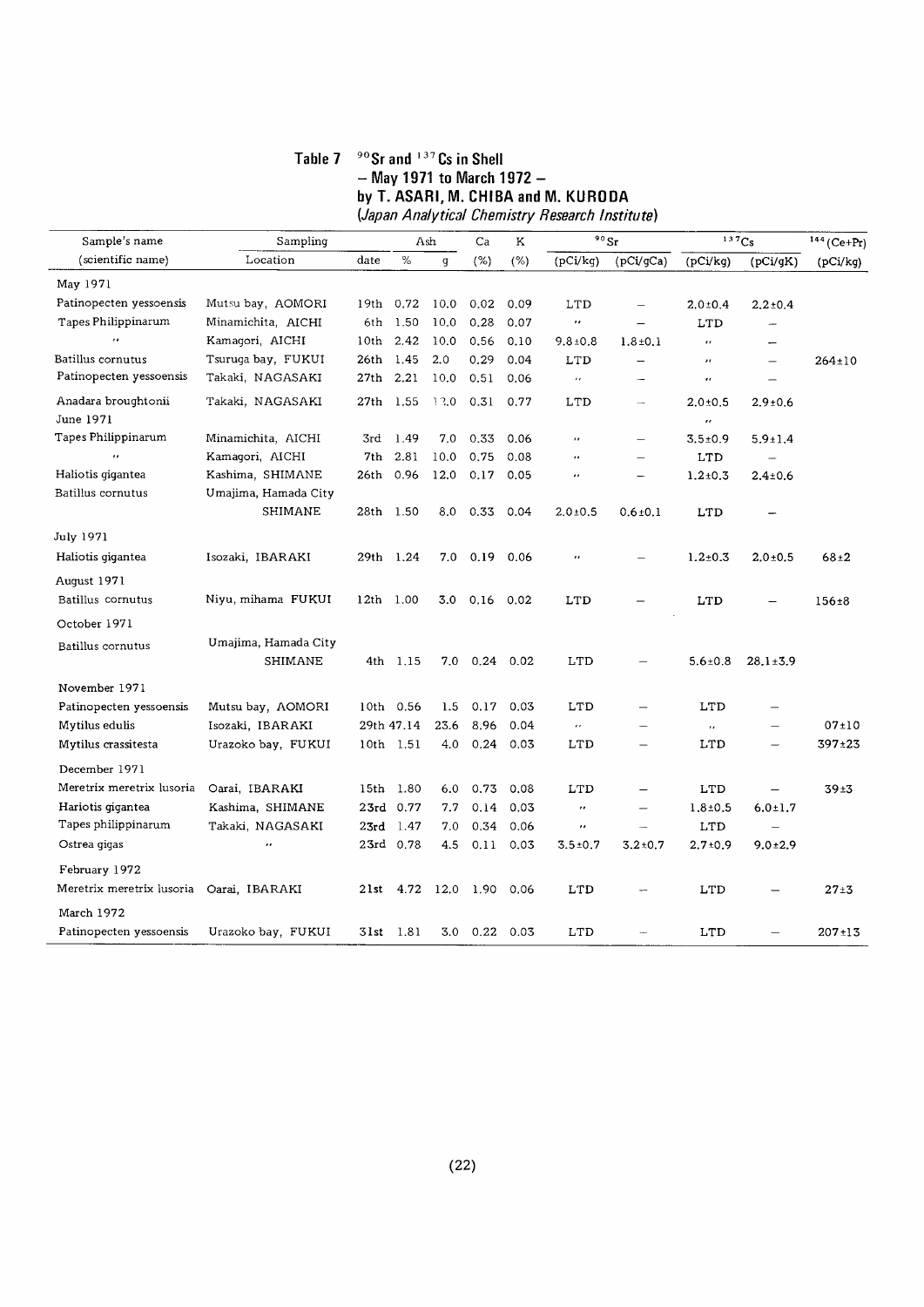## Table 7 $^{90}Sr$ and $^{137}Cs$ in Shell — May 1971 to March 1972 — by T. ASARI, M. CHIBA and M. KURODA

*(Japan Analytical Chemistry Research Institute)*

| Sample's name | Sampling | | Ash | | Ca | K | $^{90}Sr$ | | $^{137}Cs$ | | $^{144}(Ce+Pr)$ |
|---|---|---|---|---|---|---|---|---|---|---|---|
| (scientific name) | Location | date | % | g | (%) | (%) | (pCi/kg) | (pCi/gCa) | (pCi/kg) | (pCi/gK) | (pCi/kg) |
| May 1971 | | | | | | | | | | | |
| Patinopecten yessoensis | Mutsu bay, AOMORI | 19th | 0.72 | 10.0 | 0.02 | 0.09 | LTD | — | 2.0±0.4 | 2.2±0.4 | |
| Tapes Philippinarum | Minamichita, AICHI | 6th | 1.50 | 10.0 | 0.28 | 0.07 | " | — | LTD | — | |
| " | Kamagori, AICHI | 10th | 2.42 | 10.0 | 0.56 | 0.10 | 9.8±0.8 | 1.8±0.1 | " | — | |
| Batillus cornutus | Tsuruga bay, FUKUI | 26th | 1.45 | 2.0 | 0.29 | 0.04 | LTD | — | " | — | 264±10 |
| Patinopecten yessoensis | Takaki, NAGASAKI | 27th | 2.21 | 10.0 | 0.51 | 0.06 | " | — | " | — | |
| Anadara broughtonii | Takaki, NAGASAKI | 27th | 1.55 | 12.0 | 0.31 | 0.77 | LTD | — | 2.0±0.5 | 2.9±0.6 | |
| June 1971 | | | | | | | | | " | | |
| Tapes Philippinarum | Minamichita, AICHI | 3rd | 1.49 | 7.0 | 0.33 | 0.06 | " | — | 3.5±0.9 | 5.9±1.4 | |
| " | Kamagori, AICHI | 7th | 2.81 | 10.0 | 0.75 | 0.08 | " | — | LTD | — | |
| Haliotis gigantea | Kashima, SHIMANE | 26th | 0.96 | 12.0 | 0.17 | 0.05 | " | — | 1.2±0.3 | 2.4±0.6 | |
| Batillus cornutus | Umajima, Hamada City SHIMANE | 28th | 1.50 | 8.0 | 0.33 | 0.04 | 2.0±0.5 | 0.6±0.1 | LTD | — | |
| July 1971 | | | | | | | | | | | |
| Haliotis gigantea | Isozaki, IBARAKI | 29th | 1.24 | 7.0 | 0.19 | 0.06 | " | — | 1.2±0.3 | 2.0±0.5 | 68±2 |
| August 1971 | | | | | | | | | | | |
| Batillus cornutus | Niyu, mihama FUKUI | 12th | 1.00 | 3.0 | 0.16 | 0.02 | LTD | — | LTD | — | 156±8 |
| October 1971 | | | | | | | | | | | |
| Batillus cornutus | Umajima, Hamada City SHIMANE | 4th | 1.15 | 7.0 | 0.24 | 0.02 | LTD | — | 5.6±0.8 | 28.1±3.9 | |
| November 1971 | | | | | | | | | | | |
| Patinopecten yessoensis | Mutsu bay, AOMORI | 10th | 0.56 | 1.5 | 0.17 | 0.03 | LTD | — | LTD | — | |
| Mytilus edulis | Isozaki, IBARAKI | 29th | 47.14 | 23.6 | 8.96 | 0.04 | " | — | " | — | 07±10 |
| Mytilus crassitesta | Urazoko bay, FUKUI | 10th | 1.51 | 4.0 | 0.24 | 0.03 | LTD | — | LTD | — | 397±23 |
| December 1971 | | | | | | | | | | | |
| Meretrix meretrix lusoria | Oarai, IBARAKI | 15th | 1.80 | 6.0 | 0.73 | 0.08 | LTD | — | LTD | — | 39±3 |
| Hariotis gigantea | Kashima, SHIMANE | 23rd | 0.77 | 7.7 | 0.14 | 0.03 | " | — | 1.8±0.5 | 6.0±1.7 | |
| Tapes philippinarum | Takaki, NAGASAKI | 23rd | 1.47 | 7.0 | 0.34 | 0.06 | " | — | LTD | — | |
| Ostrea gigas | " | 23rd | 0.78 | 4.5 | 0.11 | 0.03 | 3.5±0.7 | 3.2±0.7 | 2.7±0.9 | 9.0±2.9 | |
| February 1972 | | | | | | | | | | | |
| Meretrix meretrix lusoria | Oarai, IBARAKI | 21st | 4.72 | 12.0 | 1.90 | 0.06 | LTD | — | LTD | — | 27±3 |
| March 1972 | | | | | | | | | | | |
| Patinopecten yessoensis | Urazoko bay, FUKUI | 31st | 1.81 | 3.0 | 0.22 | 0.03 | LTD | — | LTD | — | 207±13 |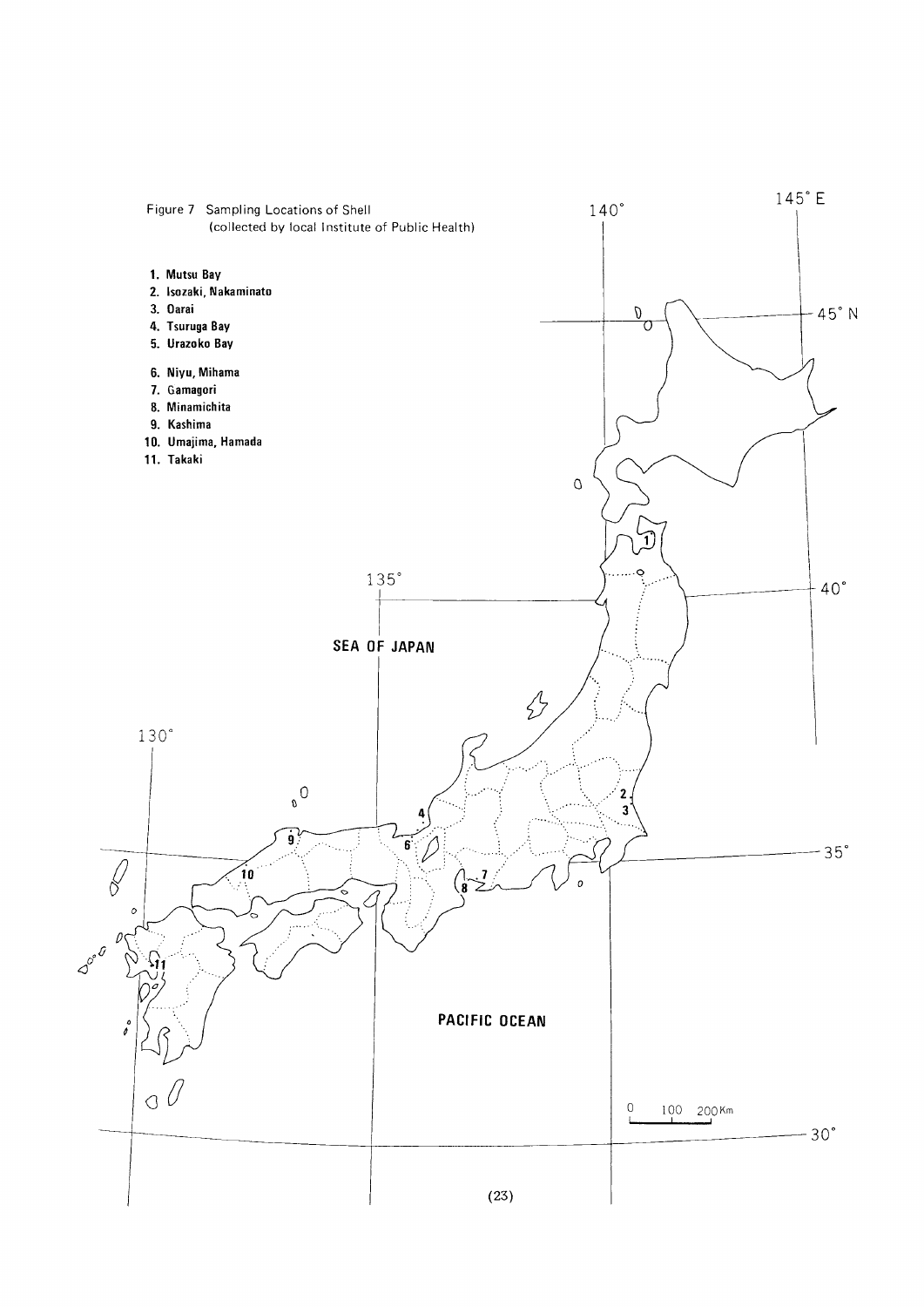Figure 7 Sampling Locations of Shell (collected by local Institute of Public Health)

1. Mutsu Bay
2. Isozaki, Nakaminato
3. Oarai
4. Tsuruga Bay
5. Urazoko Bay
6. Niyu, Mihama
7. Gamagori
8. Minamichita
9. Kashima
10. Umajima, Hamada
11. Takaki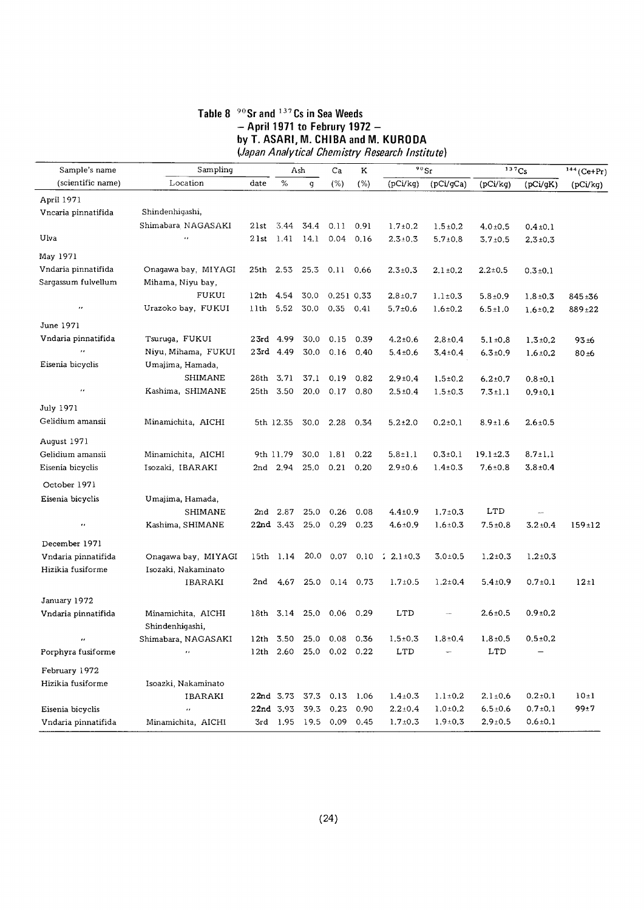**Table 8 $^{90}Sr$ and $^{137}Cs$ in Sea Weeds**
**– April 1971 to Februry 1972 –**
**by T. ASARI, M. CHIBA and M. KURODA**
*(Japan Analytical Chemistry Research Institute)*

| Sample's name | Sampling | | Ash | | Ca | K | $^{90}Sr$ | | $^{137}Cs$ | | $^{144}(Ce+Pr)$ |
|---|---|---|---|---|---|---|---|---|---|---|---|
| (scientific name) | Location | date | % | g | (%) | (%) | (pCi/kg) | (pCi/gCa) | (pCi/kg) | (pCi/gK) | (pCi/kg) |
| April 1971 | | | | | | | | | | | |
| Vncaria pinnatifida | Shindenhigashi, Shimabara NAGASAKI | 21st | 3.44 | 34.4 | 0.11 | 0.91 | 1.7±0.2 | 1.5±0.2 | 4.0±0.5 | 0.4±0.1 | |
| Ulva | 〃 | 21st | 1.41 | 14.1 | 0.04 | 0.16 | 2.3±0.3 | 5.7±0.8 | 3.7±0.5 | 2.3±0.3 | |
| May 1971 | | | | | | | | | | | |
| Vndaria pinnatifida | Onagawa bay, MIYAGI | 25th | 2.53 | 25.3 | 0.11 | 0.66 | 2.3±0.3 | 2.1±0.2 | 2.2±0.5 | 0.3±0.1 | |
| Sargassum fulvellum | Mihama, Niyu bay, FUKUI | 12th | 4.54 | 30.0 | 0.251 | 0.33 | 2.8±0.7 | 1.1±0.3 | 5.8±0.9 | 1.8±0.3 | 845±36 |
| 〃 | Urazoko bay, FUKUI | 11th | 5.52 | 30.0 | 0.35 | 0.41 | 5.7±0.6 | 1.6±0.2 | 6.5±1.0 | 1.6±0.2 | 889±22 |
| June 1971 | | | | | | | | | | | |
| Vndaria pinnatifida | Tsuruga, FUKUI | 23rd | 4.99 | 30.0 | 0.15 | 0.39 | 4.2±0.6 | 2.8±0.4 | 5.1±0.8 | 1.3±0.2 | 93±6 |
| 〃 | Niyu, Mihama, FUKUI | 23rd | 4.49 | 30.0 | 0.16 | 0.40 | 5.4±0.6 | 3.4±0.4 | 6.3±0.9 | 1.6±0.2 | 80±6 |
| Eisenia bicyclis | Umajima, Hamada, SHIMANE | 28th | 3.71 | 37.1 | 0.19 | 0.82 | 2.9±0.4 | 1.5±0.2 | 6.2±0.7 | 0.8±0.1 | |
| 〃 | Kashima, SHIMANE | 25th | 3.50 | 20.0 | 0.17 | 0.80 | 2.5±0.4 | 1.5±0.3 | 7.3±1.1 | 0.9±0.1 | |
| July 1971 | | | | | | | | | | | |
| Gelidium amansii | Minamichita, AICHI | 5th | 12.35 | 30.0 | 2.28 | 0.34 | 5.2±2.0 | 0.2±0.1 | 8.9±1.6 | 2.6±0.5 | |
| August 1971 | | | | | | | | | | | |
| Gelidium amansii | Minamichita, AICHI | 9th | 11.79 | 30.0 | 1.81 | 0.22 | 5.8±1.1 | 0.3±0.1 | 19.1±2.3 | 8.7±1.1 | |
| Eisenia bicyclis | Isozaki, IBARAKI | 2nd | 2.94 | 25.0 | 0.21 | 0.20 | 2.9±0.6 | 1.4±0.3 | 7.6±0.8 | 3.8±0.4 | |
| October 1971 | | | | | | | | | | | |
| Eisenia bicyclis | Umajima, Hamada, SHIMANE | 2nd | 2.87 | 25.0 | 0.26 | 0.08 | 4.4±0.9 | 1.7±0.3 | LTD | – | |
| 〃 | Kashima, SHIMANE | 22nd | 3.43 | 25.0 | 0.29 | 0.23 | 4.6±0.9 | 1.6±0.3 | 7.5±0.8 | 3.2±0.4 | 159±12 |
| December 1971 | | | | | | | | | | | |
| Vndaria pinnatifida | Onagawa bay, MIYAGI | 15th | 1.14 | 20.0 | 0.07 | 0.10 | 2.1±0.3 | 3.0±0.5 | 1.2±0.3 | 1.2±0.3 | |
| Hizikia fusiforme | Isozaki, Nakaminato IBARAKI | 2nd | 4.67 | 25.0 | 0.14 | 0.73 | 1.7±0.5 | 1.2±0.4 | 5.4±0.9 | 0.7±0.1 | 12±1 |
| January 1972 | | | | | | | | | | | |
| Vndaria pinnatifida | Minamichita, AICHI | 18th | 3.14 | 25.0 | 0.06 | 0.29 | LTD | – | 2.6±0.5 | 0.9±0.2 | |
| 〃 | Shindenhigashi, Shimabara, NAGASAKI | 12th | 3.50 | 25.0 | 0.08 | 0.36 | 1.5±0.3 | 1.8±0.4 | 1.8±0.5 | 0.5±0.2 | |
| Porphyra fusiforme | 〃 | 12th | 2.60 | 25.0 | 0.02 | 0.22 | LTD | – | LTD | – | |
| February 1972 | | | | | | | | | | | |
| Hizikia fusiforme | Isoazki, Nakaminato IBARAKI | 22nd | 3.73 | 37.3 | 0.13 | 1.06 | 1.4±0.3 | 1.1±0.2 | 2.1±0.6 | 0.2±0.1 | 10±1 |
| Eisenia bicyclis | 〃 | 22nd | 3.93 | 39.3 | 0.23 | 0.90 | 2.2±0.4 | 1.0±0.2 | 6.5±0.6 | 0.7±0.1 | 99±7 |
| Vndaria pinnatifida | Minamichita, AICHI | 3rd | 1.95 | 19.5 | 0.09 | 0.45 | 1.7±0.3 | 1.9±0.3 | 2.9±0.5 | 0.6±0.1 | |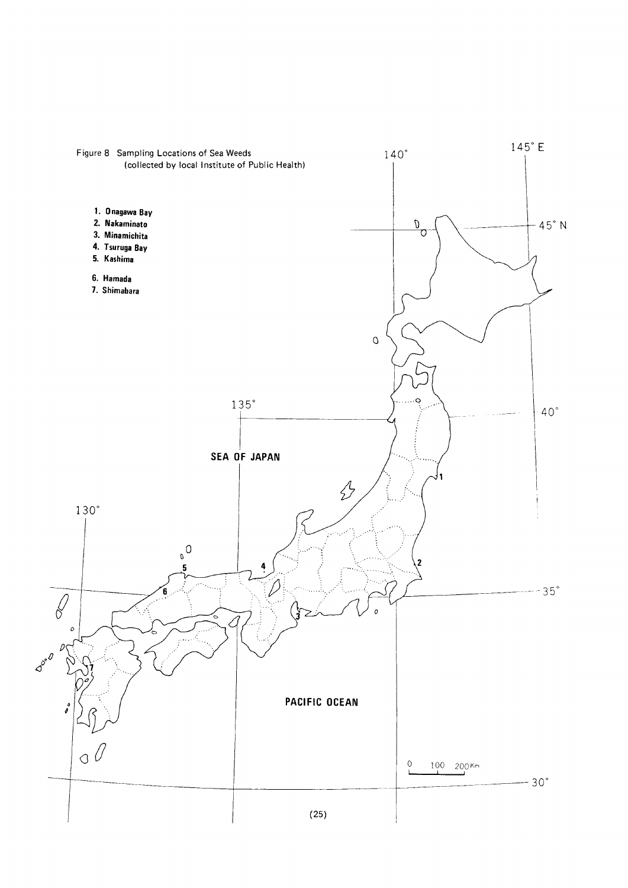Figure 8 Sampling Locations of Sea Weeds (collected by local Institute of Public Health)

1. Onagawa Bay
2. Nakaminato
3. Minamichita
4. Tsuruga Bay
5. Kashima
6. Hamada
7. Shimabara

SEA OF JAPAN

PACIFIC OCEAN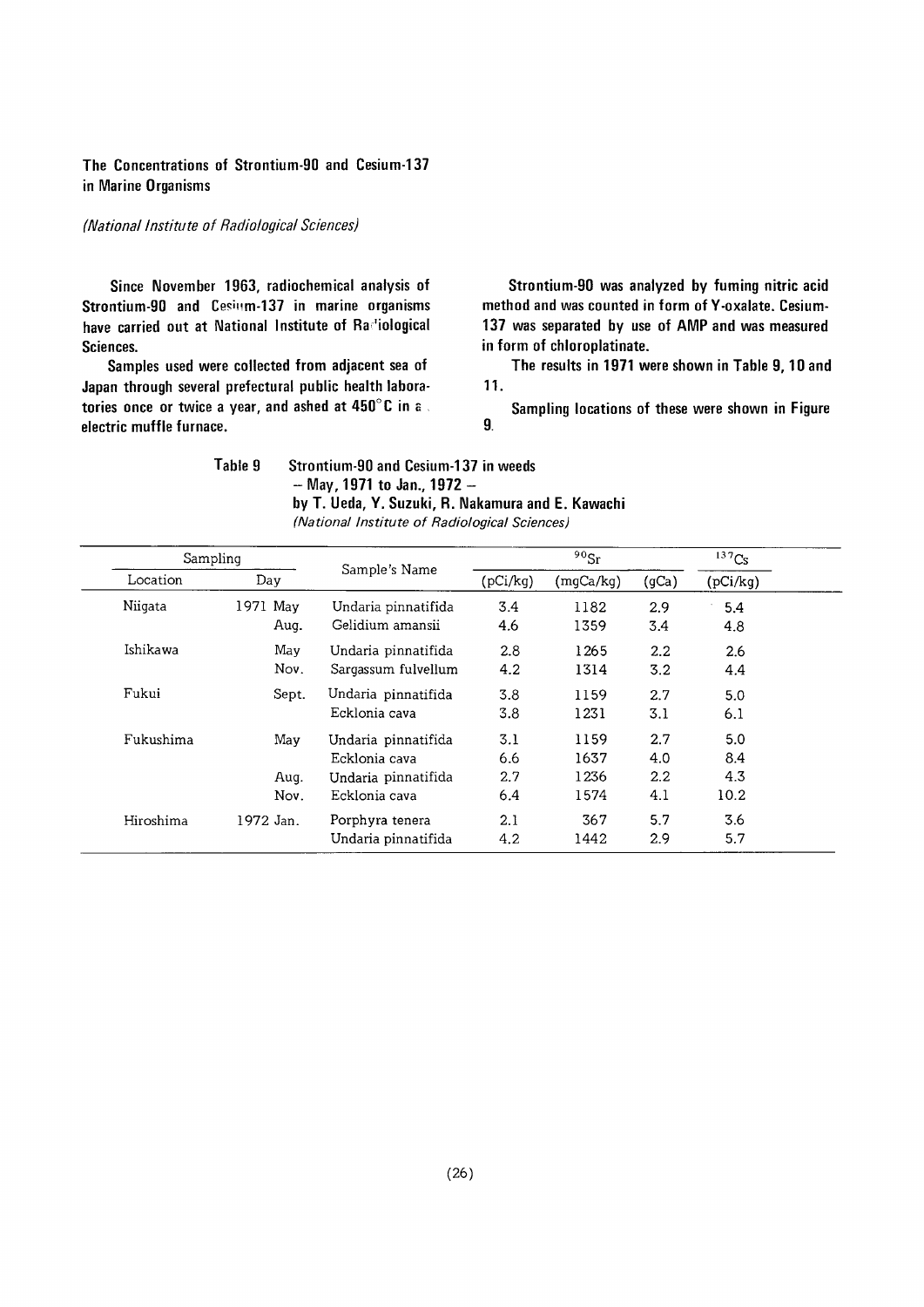## The Concentrations of Strontium-90 and Cesium-137 in Marine Organisms

*(National Institute of Radiological Sciences)*

Since November 1963, radiochemical analysis of Strontium-90 and Cesium-137 in marine organisms have carried out at National Institute of Radiological Sciences.

Samples used were collected from adjacent sea of Japan through several prefectural public health laboratories once or twice a year, and ashed at 450°C in a electric muffle furnace.

Strontium-90 was analyzed by fuming nitric acid method and was counted in form of Y-oxalate. Cesium-137 was separated by use of AMP and was measured in form of chloroplatinate.

The results in 1971 were shown in Table 9, 10 and 11.

Sampling locations of these were shown in Figure 9.

Table 9 Strontium-90 and Cesium-137 in weeds
– May, 1971 to Jan., 1972 –
by T. Ueda, Y. Suzuki, R. Nakamura and E. Kawachi
*(National Institute of Radiological Sciences)*

| Sampling | | Sample's Name | $^{90}Sr$ | | | $^{137}Cs$ |
|---|---|---|---|---|---|---|
| Location | Day | | (pCi/kg) | (mgCa/kg) | (gCa) | (pCi/kg) |
| Niigata | 1971 May | Undaria pinnatifida | 3.4 | 1182 | 2.9 | 5.4 |
| | Aug. | Gelidium amansii | 4.6 | 1359 | 3.4 | 4.8 |
| Ishikawa | May | Undaria pinnatifida | 2.8 | 1265 | 2.2 | 2.6 |
| | Nov. | Sargassum fulvellum | 4.2 | 1314 | 3.2 | 4.4 |
| Fukui | Sept. | Undaria pinnatifida | 3.8 | 1159 | 2.7 | 5.0 |
| | | Ecklonia cava | 3.8 | 1231 | 3.1 | 6.1 |
| Fukushima | May | Undaria pinnatifida | 3.1 | 1159 | 2.7 | 5.0 |
| | | Ecklonia cava | 6.6 | 1637 | 4.0 | 8.4 |
| | Aug. | Undaria pinnatifida | 2.7 | 1236 | 2.2 | 4.3 |
| | Nov. | Ecklonia cava | 6.4 | 1574 | 4.1 | 10.2 |
| Hiroshima | 1972 Jan. | Porphyra tenera | 2.1 | 367 | 5.7 | 3.6 |
| | | Undaria pinnatifida | 4.2 | 1442 | 2.9 | 5.7 |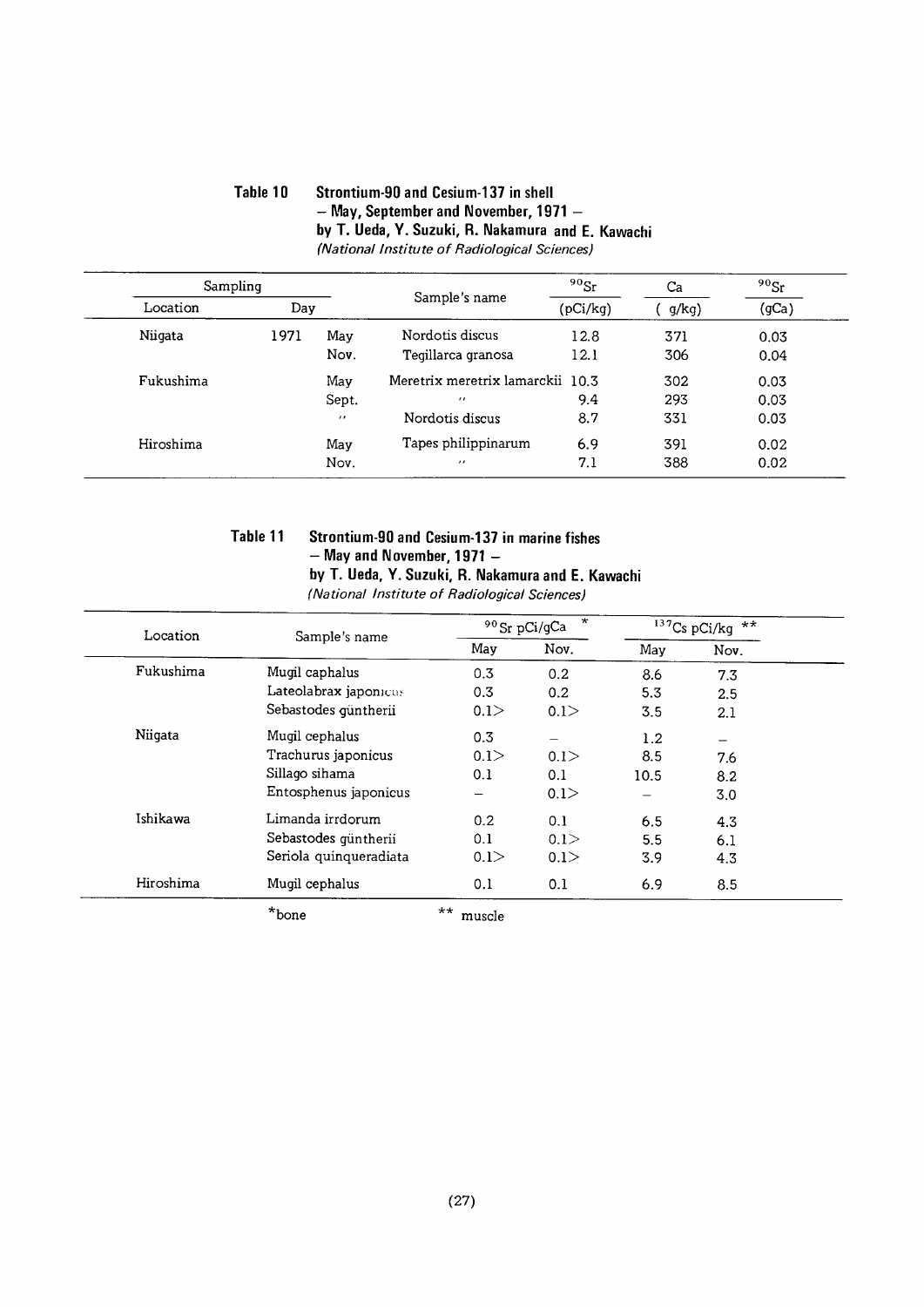**Table 10 Strontium-90 and Cesium-137 in shell**
**– May, September and November, 1971 –**
**by T. Ueda, Y. Suzuki, R. Nakamura and E. Kawachi**
*(National Institute of Radiological Sciences)*

| Sampling | | | Sample's name | $^{90}Sr$ | Ca | $^{90}Sr$ |
|---|---|---|---|---|---|---|
| Location | Day | | | (pCi/kg) | ( g/kg) | (gCa) |
| Niigata | 1971 | May | Nordotis discus | 12.8 | 371 | 0.03 |
| | | Nov. | Tegillarca granosa | 12.1 | 306 | 0.04 |
| Fukushima | | May | Meretrix meretrix lamarckii | 10.3 | 302 | 0.03 |
| | | Sept. | " | 9.4 | 293 | 0.03 |
| | | " | Nordotis discus | 8.7 | 331 | 0.03 |
| Hiroshima | | May | Tapes philippinarum | 6.9 | 391 | 0.02 |
| | | Nov. | " | 7.1 | 388 | 0.02 |

**Table 11 Strontium-90 and Cesium-137 in marine fishes**
**– May and November, 1971 –**
**by T. Ueda, Y. Suzuki, R. Nakamura and E. Kawachi**
*(National Institute of Radiological Sciences)*

| Location | Sample's name | $^{90}Sr$ pCi/gCa * | | $^{137}Cs$ pCi/kg ** | |
|---|---|---|---|---|---|
| | | May | Nov. | May | Nov. |
| Fukushima | Mugil caphalus | 0.3 | 0.2 | 8.6 | 7.3 |
| | Lateolabrax japonicus | 0.3 | 0.2 | 5.3 | 2.5 |
| | Sebastodes güntherii | 0.1> | 0.1> | 3.5 | 2.1 |
| Niigata | Mugil cephalus | 0.3 | – | 1.2 | – |
| | Trachurus japonicus | 0.1> | 0.1> | 8.5 | 7.6 |
| | Sillago sihama | 0.1 | 0.1 | 10.5 | 8.2 |
| | Entosphenus japonicus | – | 0.1> | – | 3.0 |
| Ishikawa | Limanda irrdorum | 0.2 | 0.1 | 6.5 | 4.3 |
| | Sebastodes güntherii | 0.1 | 0.1> | 5.5 | 6.1 |
| | Seriola quinqueradiata | 0.1> | 0.1> | 3.9 | 4.3 |
| Hiroshima | Mugil cephalus | 0.1 | 0.1 | 6.9 | 8.5 |

*bone ** muscle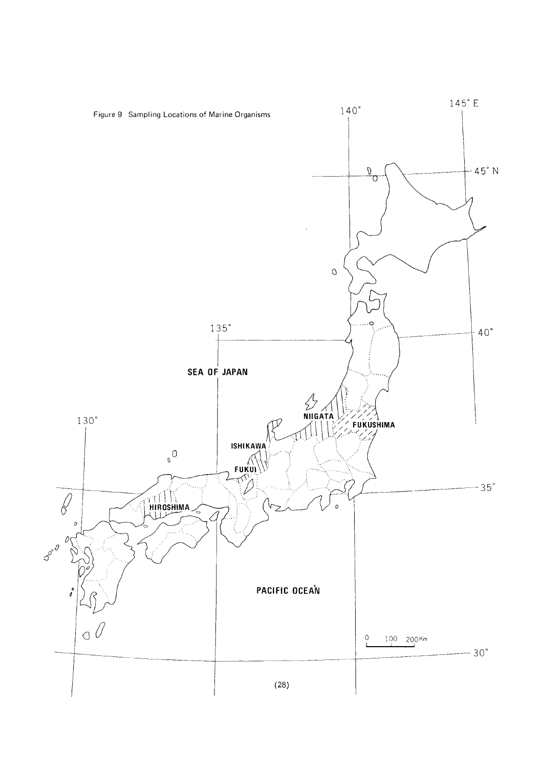Figure 9 Sampling Locations of Marine Organisms

140°

145° E

45° N

135°

40°

SEA OF JAPAN

130°

NIIGATA

FUKUSHIMA

ISHIKAWA

FUKUI

35°

HIROSHIMA

PACIFIC OCEAN

0 100 200Km

30°